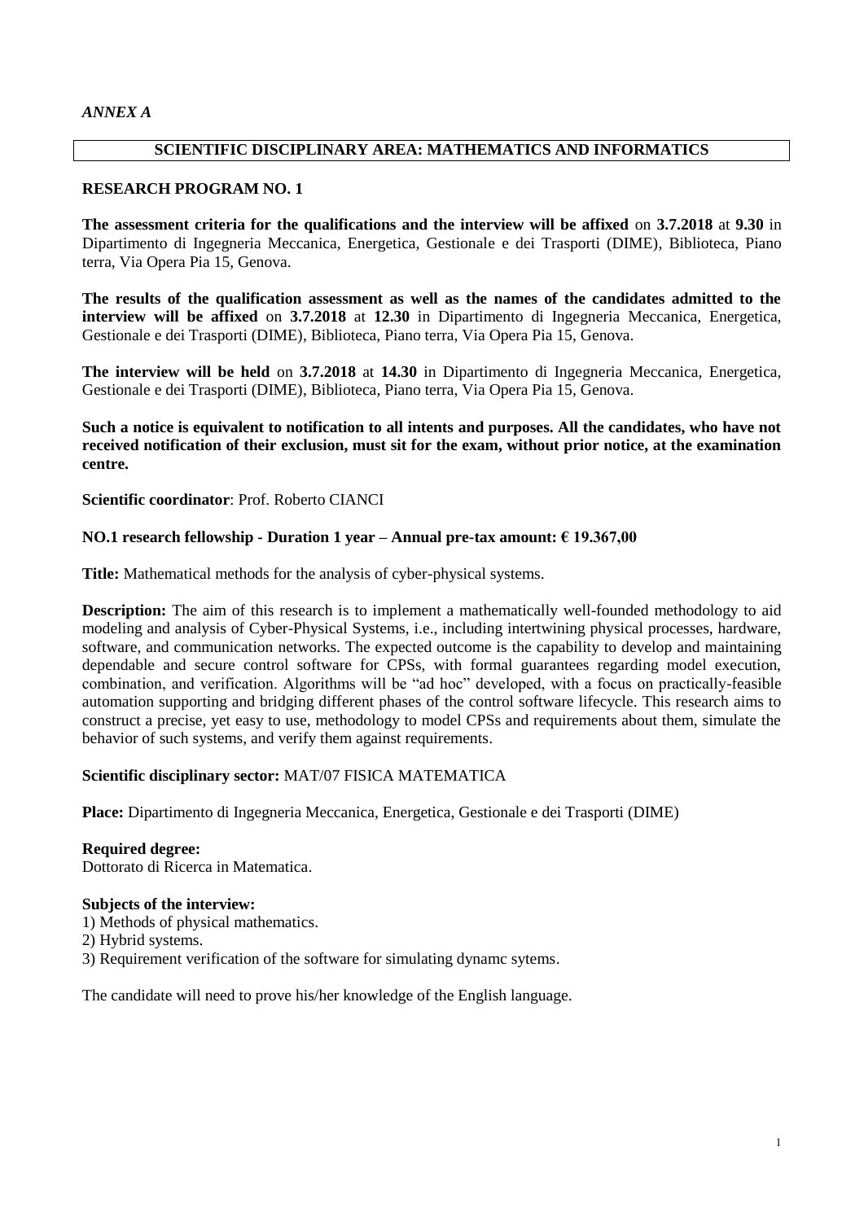*ANNEX A*

## SCIENTIFIC DISCIPLINARY AREA: MATHEMATICS AND INFORMATICS

### RESEARCH PROGRAM NO. 1

**The assessment criteria for the qualifications and the interview will be affixed** on **3.7.2018** at **9.30** in Dipartimento di Ingegneria Meccanica, Energetica, Gestionale e dei Trasporti (DIME), Biblioteca, Piano terra, Via Opera Pia 15, Genova.

**The results of the qualification assessment as well as the names of the candidates admitted to the interview will be affixed** on **3.7.2018** at **12.30** in Dipartimento di Ingegneria Meccanica, Energetica, Gestionale e dei Trasporti (DIME), Biblioteca, Piano terra, Via Opera Pia 15, Genova.

**The interview will be held** on **3.7.2018** at **14.30** in Dipartimento di Ingegneria Meccanica, Energetica, Gestionale e dei Trasporti (DIME), Biblioteca, Piano terra, Via Opera Pia 15, Genova.

**Such a notice is equivalent to notification to all intents and purposes. All the candidates, who have not received notification of their exclusion, must sit for the exam, without prior notice, at the examination centre.**

**Scientific coordinator**: Prof. Roberto CIANCI

**NO.1 research fellowship - Duration 1 year – Annual pre-tax amount: € 19.367,00**

**Title:** Mathematical methods for the analysis of cyber-physical systems.

**Description:** The aim of this research is to implement a mathematically well-founded methodology to aid modeling and analysis of Cyber-Physical Systems, i.e., including intertwining physical processes, hardware, software, and communication networks. The expected outcome is the capability to develop and maintaining dependable and secure control software for CPSs, with formal guarantees regarding model execution, combination, and verification. Algorithms will be "ad hoc" developed, with a focus on practically-feasible automation supporting and bridging different phases of the control software lifecycle. This research aims to construct a precise, yet easy to use, methodology to model CPSs and requirements about them, simulate the behavior of such systems, and verify them against requirements.

**Scientific disciplinary sector:** MAT/07 FISICA MATEMATICA

**Place:** Dipartimento di Ingegneria Meccanica, Energetica, Gestionale e dei Trasporti (DIME)

**Required degree:**
Dottorato di Ricerca in Matematica.

**Subjects of the interview:**
1) Methods of physical mathematics.
2) Hybrid systems.
3) Requirement verification of the software for simulating dynamc sytems.

The candidate will need to prove his/her knowledge of the English language.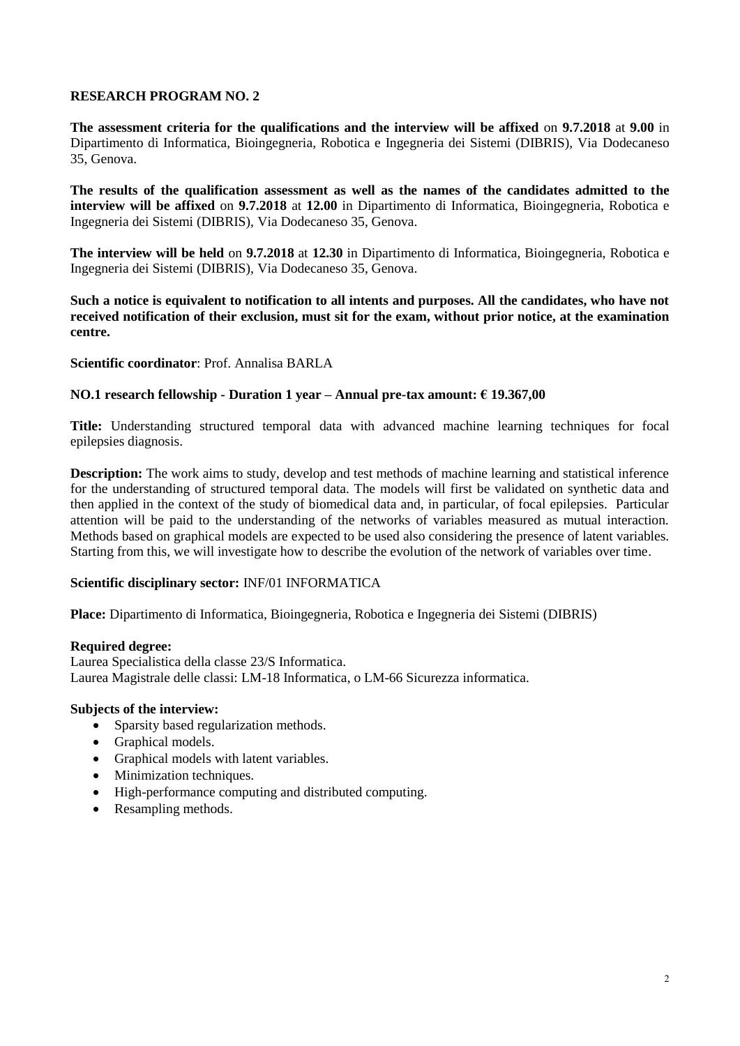## RESEARCH PROGRAM NO. 2

**The assessment criteria for the qualifications and the interview will be affixed** on **9.7.2018** at **9.00** in Dipartimento di Informatica, Bioingegneria, Robotica e Ingegneria dei Sistemi (DIBRIS), Via Dodecaneso 35, Genova.

**The results of the qualification assessment as well as the names of the candidates admitted to the interview will be affixed** on **9.7.2018** at **12.00** in Dipartimento di Informatica, Bioingegneria, Robotica e Ingegneria dei Sistemi (DIBRIS), Via Dodecaneso 35, Genova.

**The interview will be held** on **9.7.2018** at **12.30** in Dipartimento di Informatica, Bioingegneria, Robotica e Ingegneria dei Sistemi (DIBRIS), Via Dodecaneso 35, Genova.

**Such a notice is equivalent to notification to all intents and purposes. All the candidates, who have not received notification of their exclusion, must sit for the exam, without prior notice, at the examination centre.**

**Scientific coordinator**: Prof. Annalisa BARLA

**NO.1 research fellowship - Duration 1 year – Annual pre-tax amount: € 19.367,00**

**Title:** Understanding structured temporal data with advanced machine learning techniques for focal epilepsies diagnosis.

**Description:** The work aims to study, develop and test methods of machine learning and statistical inference for the understanding of structured temporal data. The models will first be validated on synthetic data and then applied in the context of the study of biomedical data and, in particular, of focal epilepsies. Particular attention will be paid to the understanding of the networks of variables measured as mutual interaction. Methods based on graphical models are expected to be used also considering the presence of latent variables. Starting from this, we will investigate how to describe the evolution of the network of variables over time.

**Scientific disciplinary sector:** INF/01 INFORMATICA

**Place:** Dipartimento di Informatica, Bioingegneria, Robotica e Ingegneria dei Sistemi (DIBRIS)

**Required degree:**
Laurea Specialistica della classe 23/S Informatica.
Laurea Magistrale delle classi: LM-18 Informatica, o LM-66 Sicurezza informatica.

**Subjects of the interview:**

- Sparsity based regularization methods.
- Graphical models.
- Graphical models with latent variables.
- Minimization techniques.
- High-performance computing and distributed computing.
- Resampling methods.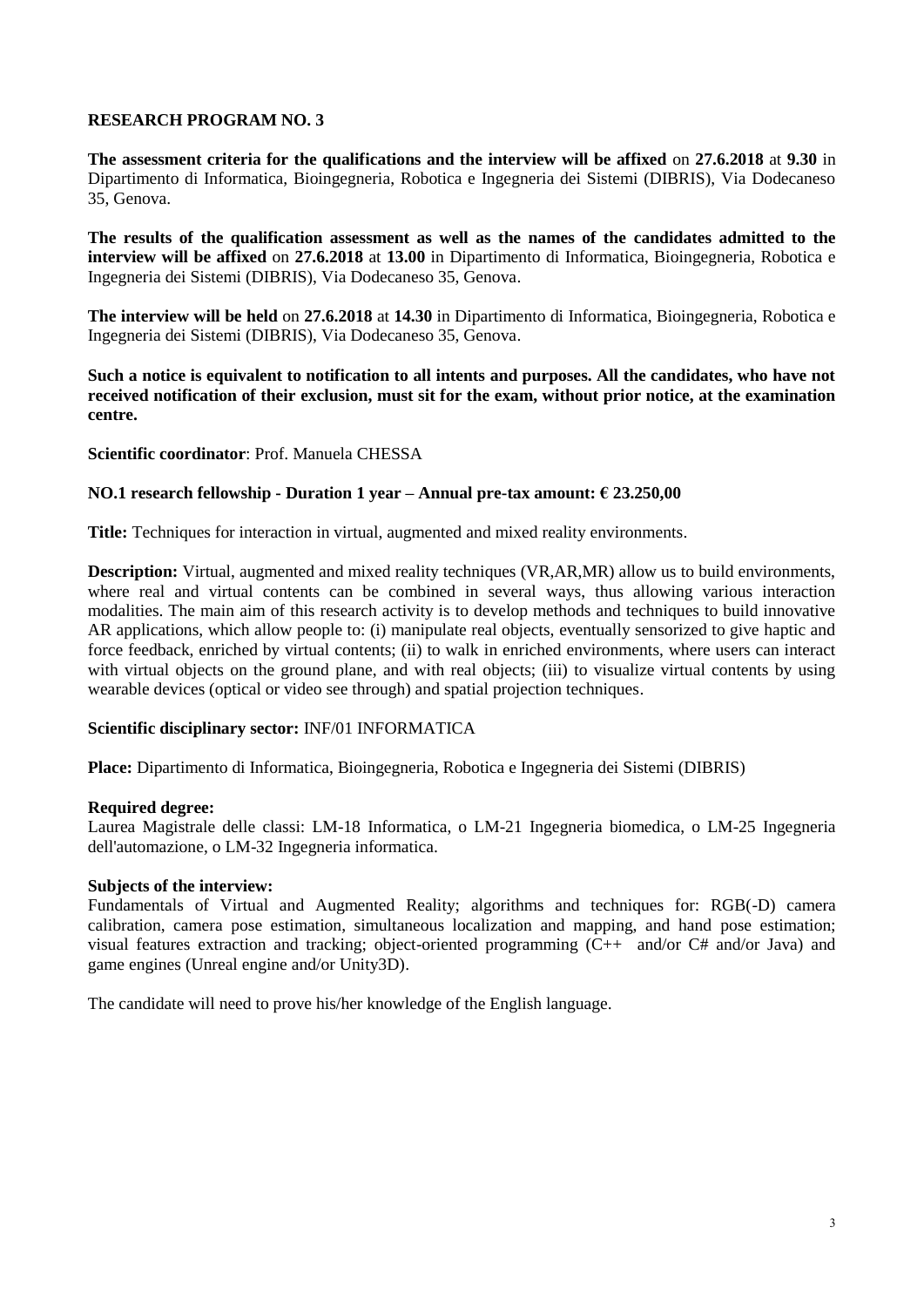## RESEARCH PROGRAM NO. 3

**The assessment criteria for the qualifications and the interview will be affixed** on **27.6.2018** at **9.30** in Dipartimento di Informatica, Bioingegneria, Robotica e Ingegneria dei Sistemi (DIBRIS), Via Dodecaneso 35, Genova.

**The results of the qualification assessment as well as the names of the candidates admitted to the interview will be affixed** on **27.6.2018** at **13.00** in Dipartimento di Informatica, Bioingegneria, Robotica e Ingegneria dei Sistemi (DIBRIS), Via Dodecaneso 35, Genova.

**The interview will be held** on **27.6.2018** at **14.30** in Dipartimento di Informatica, Bioingegneria, Robotica e Ingegneria dei Sistemi (DIBRIS), Via Dodecaneso 35, Genova.

**Such a notice is equivalent to notification to all intents and purposes. All the candidates, who have not received notification of their exclusion, must sit for the exam, without prior notice, at the examination centre.**

**Scientific coordinator**: Prof. Manuela CHESSA

**NO.1 research fellowship - Duration 1 year – Annual pre-tax amount: € 23.250,00**

**Title:** Techniques for interaction in virtual, augmented and mixed reality environments.

**Description:** Virtual, augmented and mixed reality techniques (VR,AR,MR) allow us to build environments, where real and virtual contents can be combined in several ways, thus allowing various interaction modalities. The main aim of this research activity is to develop methods and techniques to build innovative AR applications, which allow people to: (i) manipulate real objects, eventually sensorized to give haptic and force feedback, enriched by virtual contents; (ii) to walk in enriched environments, where users can interact with virtual objects on the ground plane, and with real objects; (iii) to visualize virtual contents by using wearable devices (optical or video see through) and spatial projection techniques.

**Scientific disciplinary sector:** INF/01 INFORMATICA

**Place:** Dipartimento di Informatica, Bioingegneria, Robotica e Ingegneria dei Sistemi (DIBRIS)

**Required degree:**
Laurea Magistrale delle classi: LM-18 Informatica, o LM-21 Ingegneria biomedica, o LM-25 Ingegneria dell'automazione, o LM-32 Ingegneria informatica.

**Subjects of the interview:**
Fundamentals of Virtual and Augmented Reality; algorithms and techniques for: RGB(-D) camera calibration, camera pose estimation, simultaneous localization and mapping, and hand pose estimation; visual features extraction and tracking; object-oriented programming (C++ and/or C# and/or Java) and game engines (Unreal engine and/or Unity3D).

The candidate will need to prove his/her knowledge of the English language.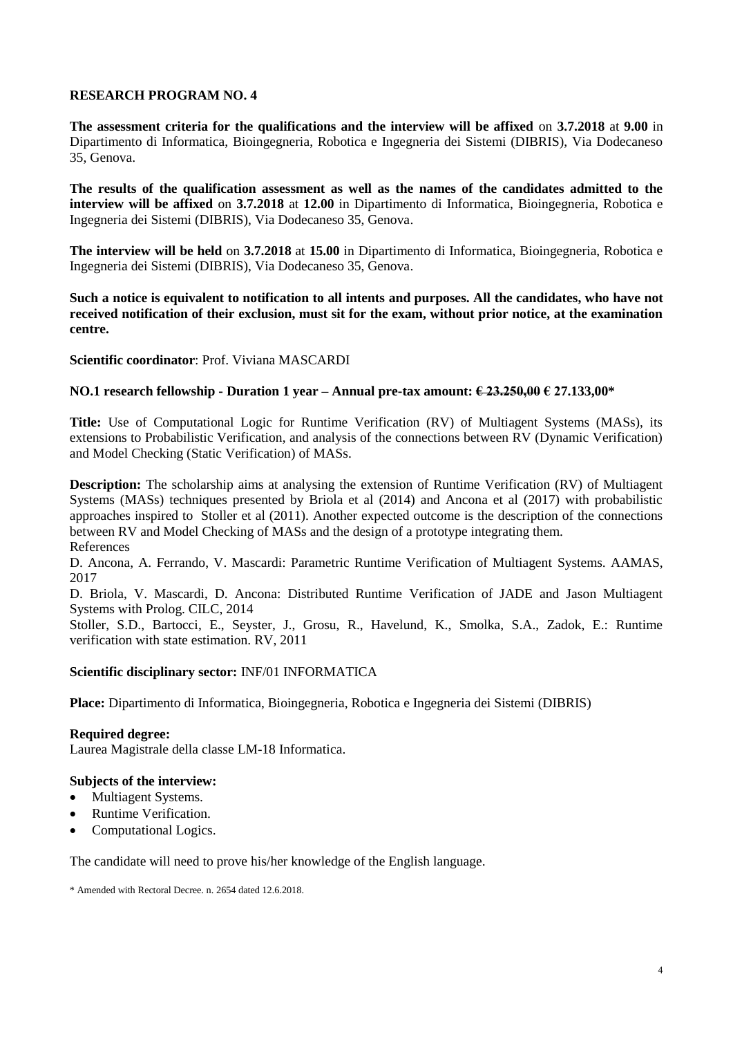**RESEARCH PROGRAM NO. 4**

**The assessment criteria for the qualifications and the interview will be affixed** on **3.7.2018** at **9.00** in Dipartimento di Informatica, Bioingegneria, Robotica e Ingegneria dei Sistemi (DIBRIS), Via Dodecaneso 35, Genova.

**The results of the qualification assessment as well as the names of the candidates admitted to the interview will be affixed** on **3.7.2018** at **12.00** in Dipartimento di Informatica, Bioingegneria, Robotica e Ingegneria dei Sistemi (DIBRIS), Via Dodecaneso 35, Genova.

**The interview will be held** on **3.7.2018** at **15.00** in Dipartimento di Informatica, Bioingegneria, Robotica e Ingegneria dei Sistemi (DIBRIS), Via Dodecaneso 35, Genova.

**Such a notice is equivalent to notification to all intents and purposes. All the candidates, who have not received notification of their exclusion, must sit for the exam, without prior notice, at the examination centre.**

**Scientific coordinator**: Prof. Viviana MASCARDI

**NO.1 research fellowship - Duration 1 year – Annual pre-tax amount: ~~€ 23.250,00~~ € 27.133,00***

**Title:** Use of Computational Logic for Runtime Verification (RV) of Multiagent Systems (MASs), its extensions to Probabilistic Verification, and analysis of the connections between RV (Dynamic Verification) and Model Checking (Static Verification) of MASs.

**Description:** The scholarship aims at analysing the extension of Runtime Verification (RV) of Multiagent Systems (MASs) techniques presented by Briola et al (2014) and Ancona et al (2017) with probabilistic approaches inspired to Stoller et al (2011). Another expected outcome is the description of the connections between RV and Model Checking of MASs and the design of a prototype integrating them.
References

D. Ancona, A. Ferrando, V. Mascardi: Parametric Runtime Verification of Multiagent Systems. AAMAS, 2017

D. Briola, V. Mascardi, D. Ancona: Distributed Runtime Verification of JADE and Jason Multiagent Systems with Prolog. CILC, 2014

Stoller, S.D., Bartocci, E., Seyster, J., Grosu, R., Havelund, K., Smolka, S.A., Zadok, E.: Runtime verification with state estimation. RV, 2011

**Scientific disciplinary sector:** INF/01 INFORMATICA

**Place:** Dipartimento di Informatica, Bioingegneria, Robotica e Ingegneria dei Sistemi (DIBRIS)

**Required degree:**
Laurea Magistrale della classe LM-18 Informatica.

**Subjects of the interview:**

- Multiagent Systems.
- Runtime Verification.
- Computational Logics.

The candidate will need to prove his/her knowledge of the English language.

* Amended with Rectoral Decree. n. 2654 dated 12.6.2018.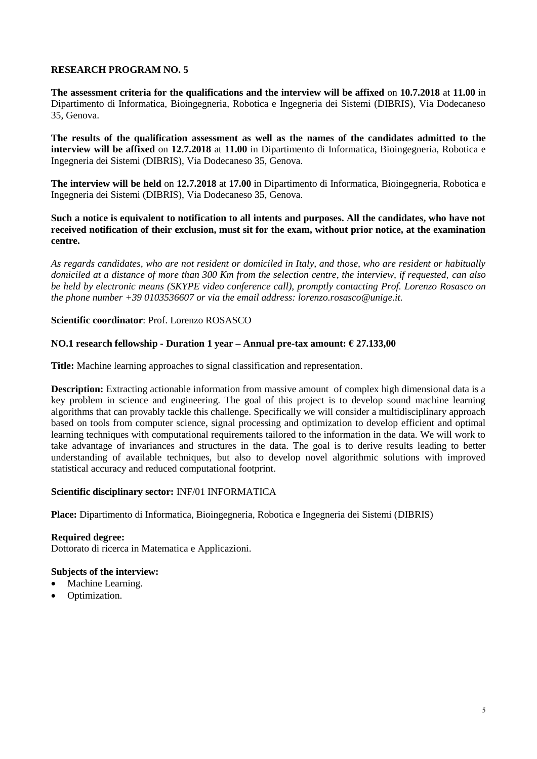## RESEARCH PROGRAM NO. 5

**The assessment criteria for the qualifications and the interview will be affixed** on **10.7.2018** at **11.00** in Dipartimento di Informatica, Bioingegneria, Robotica e Ingegneria dei Sistemi (DIBRIS), Via Dodecaneso 35, Genova.

**The results of the qualification assessment as well as the names of the candidates admitted to the interview will be affixed** on **12.7.2018** at **11.00** in Dipartimento di Informatica, Bioingegneria, Robotica e Ingegneria dei Sistemi (DIBRIS), Via Dodecaneso 35, Genova.

**The interview will be held** on **12.7.2018** at **17.00** in Dipartimento di Informatica, Bioingegneria, Robotica e Ingegneria dei Sistemi (DIBRIS), Via Dodecaneso 35, Genova.

**Such a notice is equivalent to notification to all intents and purposes. All the candidates, who have not received notification of their exclusion, must sit for the exam, without prior notice, at the examination centre.**

*As regards candidates, who are not resident or domiciled in Italy, and those, who are resident or habitually domiciled at a distance of more than 300 Km from the selection centre, the interview, if requested, can also be held by electronic means (SKYPE video conference call), promptly contacting Prof. Lorenzo Rosasco on the phone number +39 0103536607 or via the email address: lorenzo.rosasco@unige.it.*

**Scientific coordinator**: Prof. Lorenzo ROSASCO

**NO.1 research fellowship - Duration 1 year – Annual pre-tax amount: € 27.133,00**

**Title:** Machine learning approaches to signal classification and representation.

**Description:** Extracting actionable information from massive amount of complex high dimensional data is a key problem in science and engineering. The goal of this project is to develop sound machine learning algorithms that can provably tackle this challenge. Specifically we will consider a multidisciplinary approach based on tools from computer science, signal processing and optimization to develop efficient and optimal learning techniques with computational requirements tailored to the information in the data. We will work to take advantage of invariances and structures in the data. The goal is to derive results leading to better understanding of available techniques, but also to develop novel algorithmic solutions with improved statistical accuracy and reduced computational footprint.

**Scientific disciplinary sector:** INF/01 INFORMATICA

**Place:** Dipartimento di Informatica, Bioingegneria, Robotica e Ingegneria dei Sistemi (DIBRIS)

**Required degree:**
Dottorato di ricerca in Matematica e Applicazioni.

**Subjects of the interview:**

- Machine Learning.
- Optimization.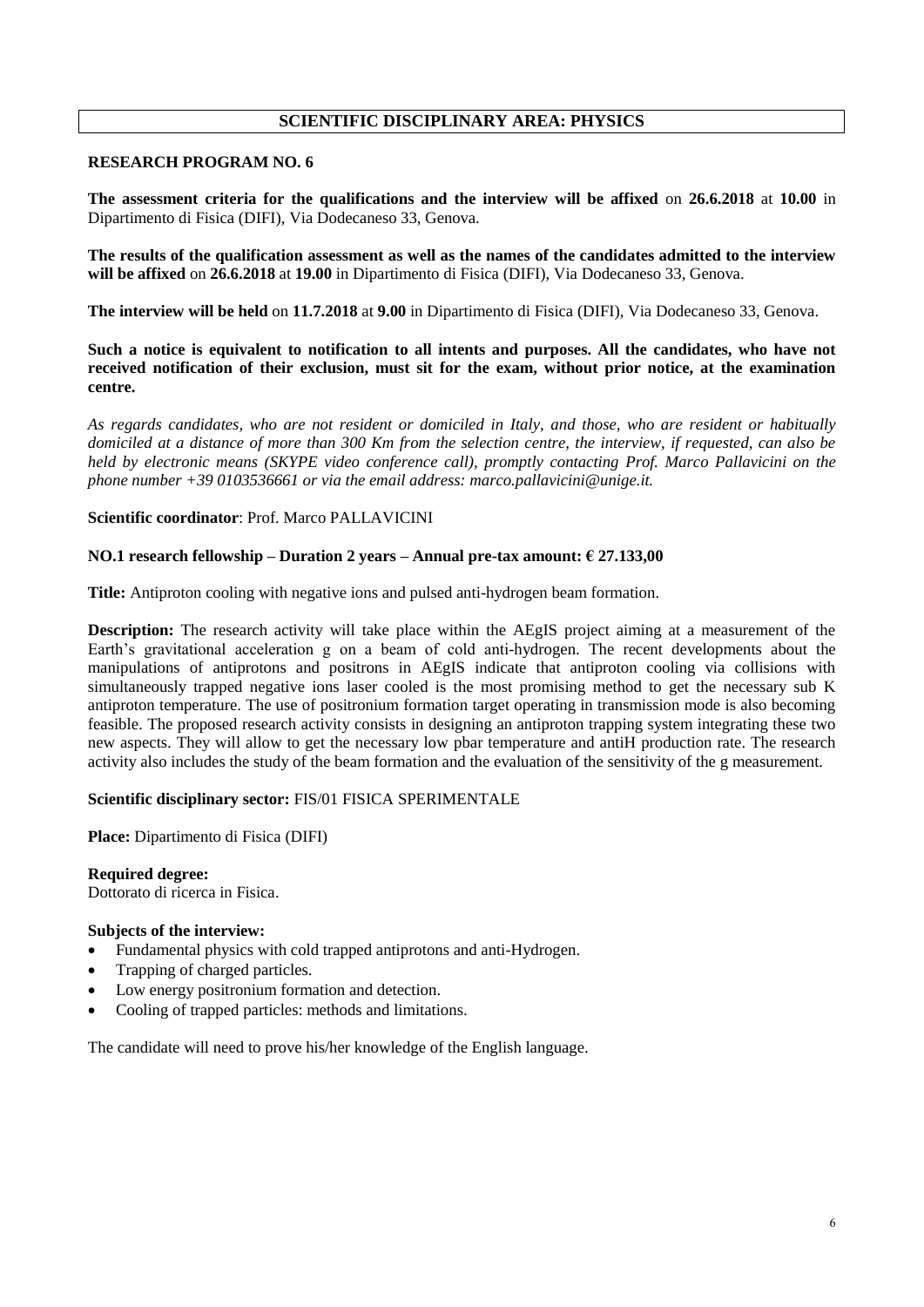## SCIENTIFIC DISCIPLINARY AREA: PHYSICS

**RESEARCH PROGRAM NO. 6**

**The assessment criteria for the qualifications and the interview will be affixed** on **26.6.2018** at **10.00** in Dipartimento di Fisica (DIFI), Via Dodecaneso 33, Genova.

**The results of the qualification assessment as well as the names of the candidates admitted to the interview will be affixed** on **26.6.2018** at **19.00** in Dipartimento di Fisica (DIFI), Via Dodecaneso 33, Genova.

**The interview will be held** on **11.7.2018** at **9.00** in Dipartimento di Fisica (DIFI), Via Dodecaneso 33, Genova.

**Such a notice is equivalent to notification to all intents and purposes. All the candidates, who have not received notification of their exclusion, must sit for the exam, without prior notice, at the examination centre.**

*As regards candidates, who are not resident or domiciled in Italy, and those, who are resident or habitually domiciled at a distance of more than 300 Km from the selection centre, the interview, if requested, can also be held by electronic means (SKYPE video conference call), promptly contacting Prof. Marco Pallavicini on the phone number +39 0103536661 or via the email address: marco.pallavicini@unige.it.*

**Scientific coordinator**: Prof. Marco PALLAVICINI

**NO.1 research fellowship – Duration 2 years – Annual pre-tax amount: € 27.133,00**

**Title:** Antiproton cooling with negative ions and pulsed anti-hydrogen beam formation.

**Description:** The research activity will take place within the AEgIS project aiming at a measurement of the Earth's gravitational acceleration g on a beam of cold anti-hydrogen. The recent developments about the manipulations of antiprotons and positrons in AEgIS indicate that antiproton cooling via collisions with simultaneously trapped negative ions laser cooled is the most promising method to get the necessary sub K antiproton temperature. The use of positronium formation target operating in transmission mode is also becoming feasible. The proposed research activity consists in designing an antiproton trapping system integrating these two new aspects. They will allow to get the necessary low pbar temperature and antiH production rate. The research activity also includes the study of the beam formation and the evaluation of the sensitivity of the g measurement.

**Scientific disciplinary sector:** FIS/01 FISICA SPERIMENTALE

**Place:** Dipartimento di Fisica (DIFI)

**Required degree:**
Dottorato di ricerca in Fisica.

**Subjects of the interview:**

- Fundamental physics with cold trapped antiprotons and anti-Hydrogen.
- Trapping of charged particles.
- Low energy positronium formation and detection.
- Cooling of trapped particles: methods and limitations.

The candidate will need to prove his/her knowledge of the English language.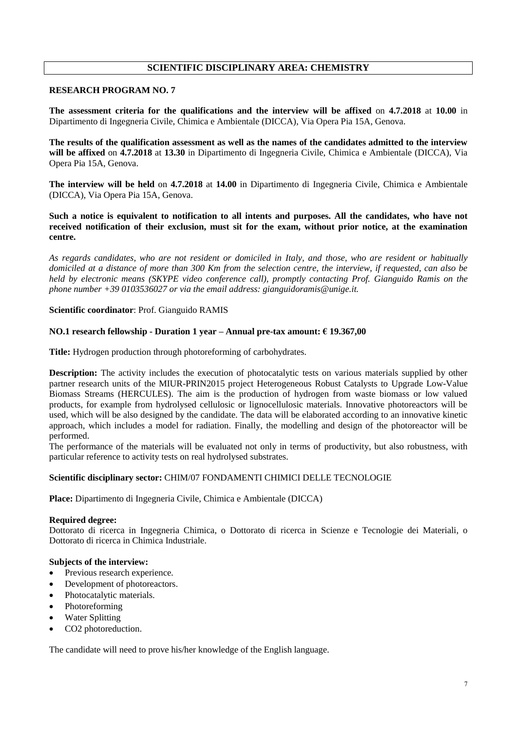## SCIENTIFIC DISCIPLINARY AREA: CHEMISTRY

### RESEARCH PROGRAM NO. 7

**The assessment criteria for the qualifications and the interview will be affixed** on **4.7.2018** at **10.00** in Dipartimento di Ingegneria Civile, Chimica e Ambientale (DICCA), Via Opera Pia 15A, Genova.

**The results of the qualification assessment as well as the names of the candidates admitted to the interview will be affixed** on **4.7.2018** at **13.30** in Dipartimento di Ingegneria Civile, Chimica e Ambientale (DICCA), Via Opera Pia 15A, Genova.

**The interview will be held** on **4.7.2018** at **14.00** in Dipartimento di Ingegneria Civile, Chimica e Ambientale (DICCA), Via Opera Pia 15A, Genova.

**Such a notice is equivalent to notification to all intents and purposes. All the candidates, who have not received notification of their exclusion, must sit for the exam, without prior notice, at the examination centre.**

*As regards candidates, who are not resident or domiciled in Italy, and those, who are resident or habitually domiciled at a distance of more than 300 Km from the selection centre, the interview, if requested, can also be held by electronic means (SKYPE video conference call), promptly contacting Prof. Gianguido Ramis on the phone number +39 0103536027 or via the email address: gianguidoramis@unige.it.*

**Scientific coordinator**: Prof. Gianguido RAMIS

**NO.1 research fellowship - Duration 1 year – Annual pre-tax amount: € 19.367,00**

**Title:** Hydrogen production through photoreforming of carbohydrates.

**Description:** The activity includes the execution of photocatalytic tests on various materials supplied by other partner research units of the MIUR-PRIN2015 project Heterogeneous Robust Catalysts to Upgrade Low-Value Biomass Streams (HERCULES). The aim is the production of hydrogen from waste biomass or low valued products, for example from hydrolysed cellulosic or lignocellulosic materials. Innovative photoreactors will be used, which will be also designed by the candidate. The data will be elaborated according to an innovative kinetic approach, which includes a model for radiation. Finally, the modelling and design of the photoreactor will be performed.
The performance of the materials will be evaluated not only in terms of productivity, but also robustness, with particular reference to activity tests on real hydrolysed substrates.

**Scientific disciplinary sector:** CHIM/07 FONDAMENTI CHIMICI DELLE TECNOLOGIE

**Place:** Dipartimento di Ingegneria Civile, Chimica e Ambientale (DICCA)

**Required degree:**
Dottorato di ricerca in Ingegneria Chimica, o Dottorato di ricerca in Scienze e Tecnologie dei Materiali, o Dottorato di ricerca in Chimica Industriale.

**Subjects of the interview:**

- Previous research experience.
- Development of photoreactors.
- Photocatalytic materials.
- Photoreforming
- Water Splitting
- $CO_2$ photoreduction.

The candidate will need to prove his/her knowledge of the English language.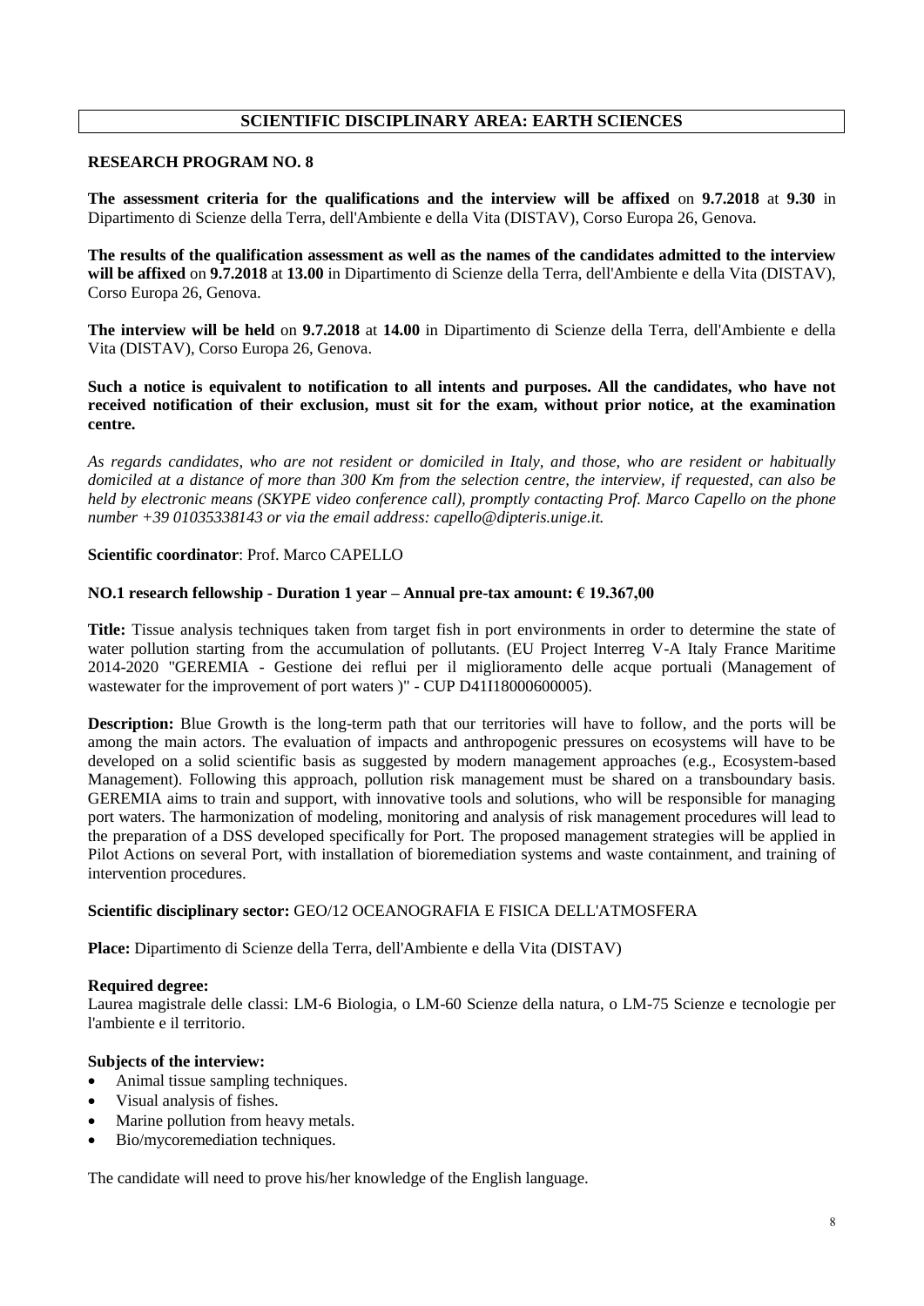## SCIENTIFIC DISCIPLINARY AREA: EARTH SCIENCES

### RESEARCH PROGRAM NO. 8

**The assessment criteria for the qualifications and the interview will be affixed** on **9.7.2018** at **9.30** in Dipartimento di Scienze della Terra, dell'Ambiente e della Vita (DISTAV), Corso Europa 26, Genova.

**The results of the qualification assessment as well as the names of the candidates admitted to the interview will be affixed** on **9.7.2018** at **13.00** in Dipartimento di Scienze della Terra, dell'Ambiente e della Vita (DISTAV), Corso Europa 26, Genova.

**The interview will be held** on **9.7.2018** at **14.00** in Dipartimento di Scienze della Terra, dell'Ambiente e della Vita (DISTAV), Corso Europa 26, Genova.

**Such a notice is equivalent to notification to all intents and purposes. All the candidates, who have not received notification of their exclusion, must sit for the exam, without prior notice, at the examination centre.**

*As regards candidates, who are not resident or domiciled in Italy, and those, who are resident or habitually domiciled at a distance of more than 300 Km from the selection centre, the interview, if requested, can also be held by electronic means (SKYPE video conference call), promptly contacting Prof. Marco Capello on the phone number +39 01035338143 or via the email address: capello@dipteris.unige.it.*

**Scientific coordinator**: Prof. Marco CAPELLO

**NO.1 research fellowship - Duration 1 year – Annual pre-tax amount: € 19.367,00**

**Title:** Tissue analysis techniques taken from target fish in port environments in order to determine the state of water pollution starting from the accumulation of pollutants. (EU Project Interreg V-A Italy France Maritime 2014-2020 "GEREMIA - Gestione dei reflui per il miglioramento delle acque portuali (Management of wastewater for the improvement of port waters )" - CUP D41I18000600005).

**Description:** Blue Growth is the long-term path that our territories will have to follow, and the ports will be among the main actors. The evaluation of impacts and anthropogenic pressures on ecosystems will have to be developed on a solid scientific basis as suggested by modern management approaches (e.g., Ecosystem-based Management). Following this approach, pollution risk management must be shared on a transboundary basis. GEREMIA aims to train and support, with innovative tools and solutions, who will be responsible for managing port waters. The harmonization of modeling, monitoring and analysis of risk management procedures will lead to the preparation of a DSS developed specifically for Port. The proposed management strategies will be applied in Pilot Actions on several Port, with installation of bioremediation systems and waste containment, and training of intervention procedures.

**Scientific disciplinary sector:** GEO/12 OCEANOGRAFIA E FISICA DELL'ATMOSFERA

**Place:** Dipartimento di Scienze della Terra, dell'Ambiente e della Vita (DISTAV)

**Required degree:**
Laurea magistrale delle classi: LM-6 Biologia, o LM-60 Scienze della natura, o LM-75 Scienze e tecnologie per l'ambiente e il territorio.

**Subjects of the interview:**

- Animal tissue sampling techniques.
- Visual analysis of fishes.
- Marine pollution from heavy metals.
- Bio/mycoremediation techniques.

The candidate will need to prove his/her knowledge of the English language.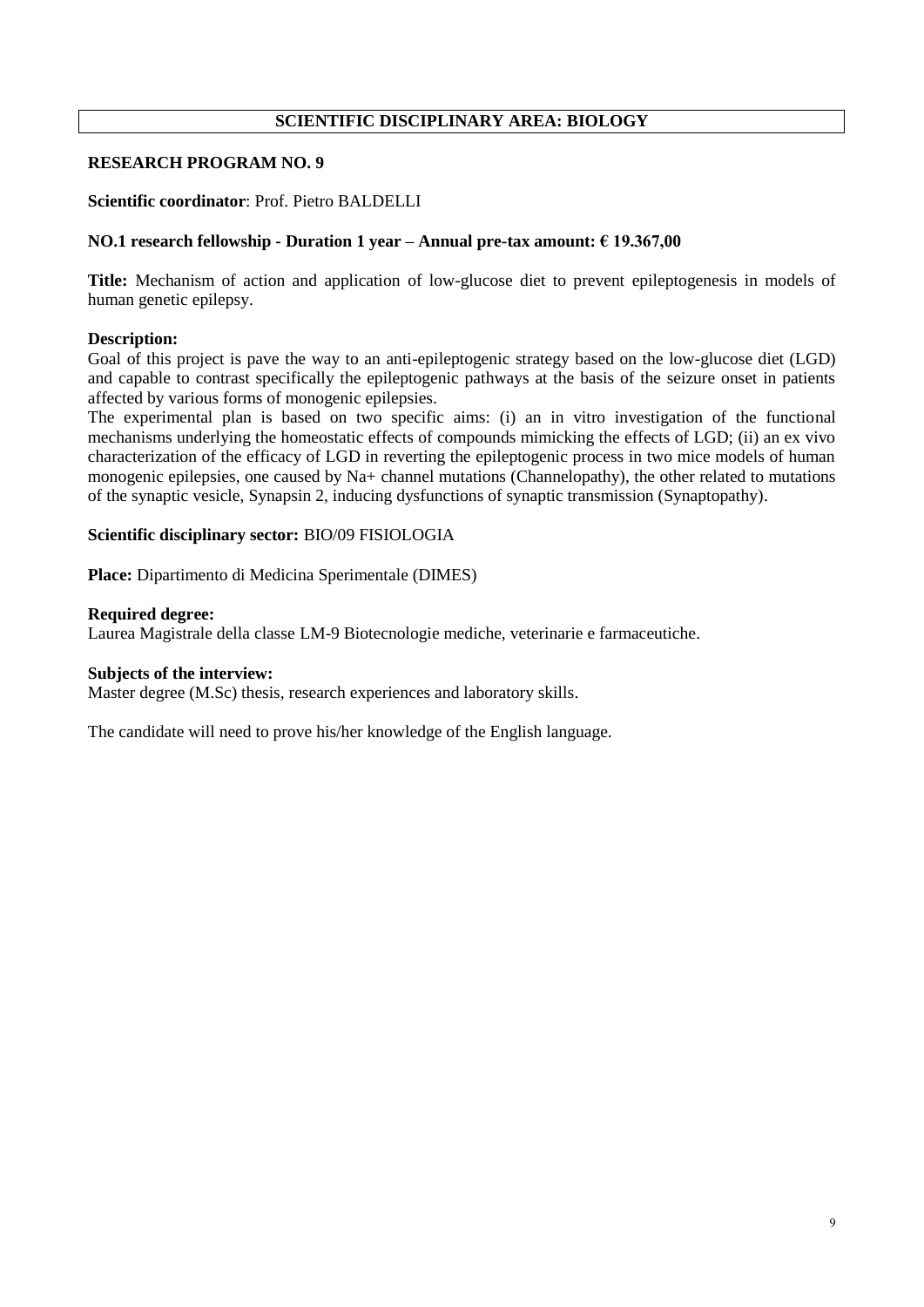## SCIENTIFIC DISCIPLINARY AREA: BIOLOGY

### RESEARCH PROGRAM NO. 9

**Scientific coordinator**: Prof. Pietro BALDELLI

**NO.1 research fellowship - Duration 1 year – Annual pre-tax amount: € 19.367,00**

**Title:** Mechanism of action and application of low-glucose diet to prevent epileptogenesis in models of human genetic epilepsy.

**Description:**
Goal of this project is pave the way to an anti-epileptogenic strategy based on the low-glucose diet (LGD) and capable to contrast specifically the epileptogenic pathways at the basis of the seizure onset in patients affected by various forms of monogenic epilepsies.
The experimental plan is based on two specific aims: (i) an in vitro investigation of the functional mechanisms underlying the homeostatic effects of compounds mimicking the effects of LGD; (ii) an ex vivo characterization of the efficacy of LGD in reverting the epileptogenic process in two mice models of human monogenic epilepsies, one caused by $Na^{+}$ channel mutations (Channelopathy), the other related to mutations of the synaptic vesicle, Synapsin 2, inducing dysfunctions of synaptic transmission (Synaptopathy).

**Scientific disciplinary sector:** BIO/09 FISIOLOGIA

**Place:** Dipartimento di Medicina Sperimentale (DIMES)

**Required degree:**
Laurea Magistrale della classe LM-9 Biotecnologie mediche, veterinarie e farmaceutiche.

**Subjects of the interview:**
Master degree (M.Sc) thesis, research experiences and laboratory skills.

The candidate will need to prove his/her knowledge of the English language.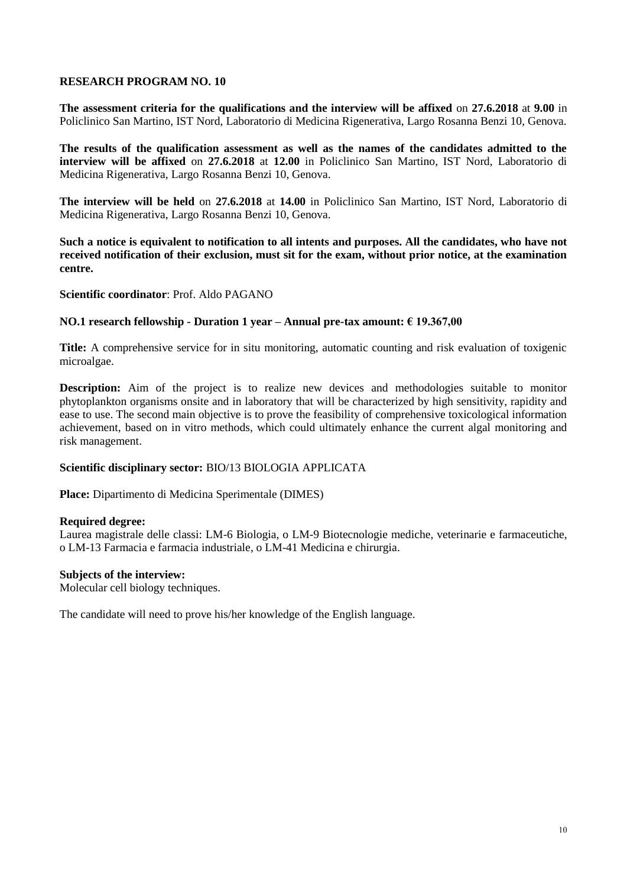## RESEARCH PROGRAM NO. 10

**The assessment criteria for the qualifications and the interview will be affixed** on **27.6.2018** at **9.00** in Policlinico San Martino, IST Nord, Laboratorio di Medicina Rigenerativa, Largo Rosanna Benzi 10, Genova.

**The results of the qualification assessment as well as the names of the candidates admitted to the interview will be affixed** on **27.6.2018** at **12.00** in Policlinico San Martino, IST Nord, Laboratorio di Medicina Rigenerativa, Largo Rosanna Benzi 10, Genova.

**The interview will be held** on **27.6.2018** at **14.00** in Policlinico San Martino, IST Nord, Laboratorio di Medicina Rigenerativa, Largo Rosanna Benzi 10, Genova.

**Such a notice is equivalent to notification to all intents and purposes. All the candidates, who have not received notification of their exclusion, must sit for the exam, without prior notice, at the examination centre.**

**Scientific coordinator**: Prof. Aldo PAGANO

**NO.1 research fellowship - Duration 1 year – Annual pre-tax amount: € 19.367,00**

**Title:** A comprehensive service for in situ monitoring, automatic counting and risk evaluation of toxigenic microalgae.

**Description:** Aim of the project is to realize new devices and methodologies suitable to monitor phytoplankton organisms onsite and in laboratory that will be characterized by high sensitivity, rapidity and ease to use. The second main objective is to prove the feasibility of comprehensive toxicological information achievement, based on in vitro methods, which could ultimately enhance the current algal monitoring and risk management.

**Scientific disciplinary sector:** BIO/13 BIOLOGIA APPLICATA

**Place:** Dipartimento di Medicina Sperimentale (DIMES)

**Required degree:**
Laurea magistrale delle classi: LM-6 Biologia, o LM-9 Biotecnologie mediche, veterinarie e farmaceutiche, o LM-13 Farmacia e farmacia industriale, o LM-41 Medicina e chirurgia.

**Subjects of the interview:**
Molecular cell biology techniques.

The candidate will need to prove his/her knowledge of the English language.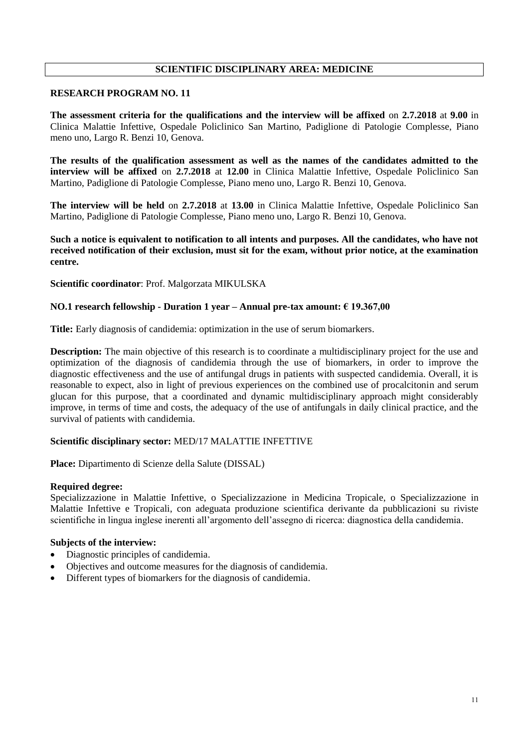## SCIENTIFIC DISCIPLINARY AREA: MEDICINE

### RESEARCH PROGRAM NO. 11

**The assessment criteria for the qualifications and the interview will be affixed** on **2.7.2018** at **9.00** in Clinica Malattie Infettive, Ospedale Policlinico San Martino, Padiglione di Patologie Complesse, Piano meno uno, Largo R. Benzi 10, Genova.

**The results of the qualification assessment as well as the names of the candidates admitted to the interview will be affixed** on **2.7.2018** at **12.00** in Clinica Malattie Infettive, Ospedale Policlinico San Martino, Padiglione di Patologie Complesse, Piano meno uno, Largo R. Benzi 10, Genova.

**The interview will be held** on **2.7.2018** at **13.00** in Clinica Malattie Infettive, Ospedale Policlinico San Martino, Padiglione di Patologie Complesse, Piano meno uno, Largo R. Benzi 10, Genova.

**Such a notice is equivalent to notification to all intents and purposes. All the candidates, who have not received notification of their exclusion, must sit for the exam, without prior notice, at the examination centre.**

**Scientific coordinator**: Prof. Malgorzata MIKULSKA

**NO.1 research fellowship - Duration 1 year – Annual pre-tax amount: € 19.367,00**

**Title:** Early diagnosis of candidemia: optimization in the use of serum biomarkers.

**Description:** The main objective of this research is to coordinate a multidisciplinary project for the use and optimization of the diagnosis of candidemia through the use of biomarkers, in order to improve the diagnostic effectiveness and the use of antifungal drugs in patients with suspected candidemia. Overall, it is reasonable to expect, also in light of previous experiences on the combined use of procalcitonin and serum glucan for this purpose, that a coordinated and dynamic multidisciplinary approach might considerably improve, in terms of time and costs, the adequacy of the use of antifungals in daily clinical practice, and the survival of patients with candidemia.

**Scientific disciplinary sector:** MED/17 MALATTIE INFETTIVE

**Place:** Dipartimento di Scienze della Salute (DISSAL)

**Required degree:**
Specializzazione in Malattie Infettive, o Specializzazione in Medicina Tropicale, o Specializzazione in Malattie Infettive e Tropicali, con adeguata produzione scientifica derivante da pubblicazioni su riviste scientifiche in lingua inglese inerenti all'argomento dell'assegno di ricerca: diagnostica della candidemia.

**Subjects of the interview:**
- Diagnostic principles of candidemia.
- Objectives and outcome measures for the diagnosis of candidemia.
- Different types of biomarkers for the diagnosis of candidemia.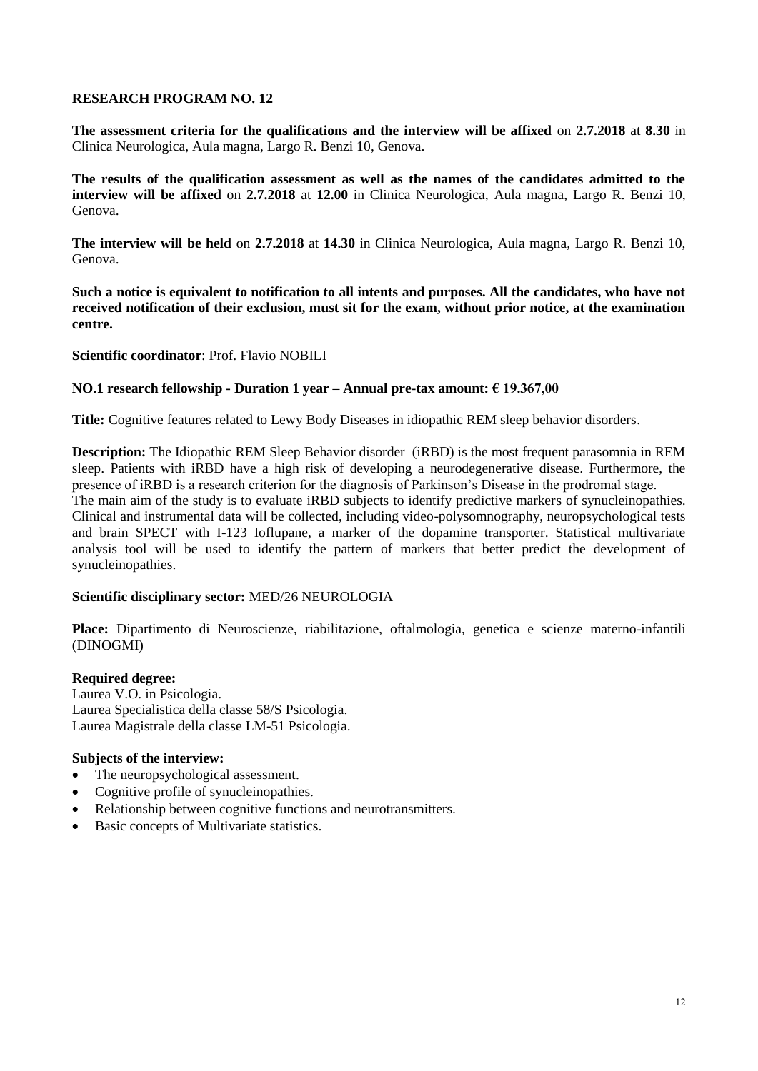## RESEARCH PROGRAM NO. 12

**The assessment criteria for the qualifications and the interview will be affixed** on **2.7.2018** at **8.30** in Clinica Neurologica, Aula magna, Largo R. Benzi 10, Genova.

**The results of the qualification assessment as well as the names of the candidates admitted to the interview will be affixed** on **2.7.2018** at **12.00** in Clinica Neurologica, Aula magna, Largo R. Benzi 10, Genova.

**The interview will be held** on **2.7.2018** at **14.30** in Clinica Neurologica, Aula magna, Largo R. Benzi 10, Genova.

**Such a notice is equivalent to notification to all intents and purposes. All the candidates, who have not received notification of their exclusion, must sit for the exam, without prior notice, at the examination centre.**

**Scientific coordinator**: Prof. Flavio NOBILI

**NO.1 research fellowship - Duration 1 year – Annual pre-tax amount: € 19.367,00**

**Title:** Cognitive features related to Lewy Body Diseases in idiopathic REM sleep behavior disorders.

**Description:** The Idiopathic REM Sleep Behavior disorder (iRBD) is the most frequent parasomnia in REM sleep. Patients with iRBD have a high risk of developing a neurodegenerative disease. Furthermore, the presence of iRBD is a research criterion for the diagnosis of Parkinson's Disease in the prodromal stage.
The main aim of the study is to evaluate iRBD subjects to identify predictive markers of synucleinopathies. Clinical and instrumental data will be collected, including video-polysomnography, neuropsychological tests and brain SPECT with I-123 Ioflupane, a marker of the dopamine transporter. Statistical multivariate analysis tool will be used to identify the pattern of markers that better predict the development of synucleinopathies.

**Scientific disciplinary sector:** MED/26 NEUROLOGIA

**Place:** Dipartimento di Neuroscienze, riabilitazione, oftalmologia, genetica e scienze materno-infantili (DINOGMI)

**Required degree:**
Laurea V.O. in Psicologia.
Laurea Specialistica della classe 58/S Psicologia.
Laurea Magistrale della classe LM-51 Psicologia.

**Subjects of the interview:**

- The neuropsychological assessment.
- Cognitive profile of synucleinopathies.
- Relationship between cognitive functions and neurotransmitters.
- Basic concepts of Multivariate statistics.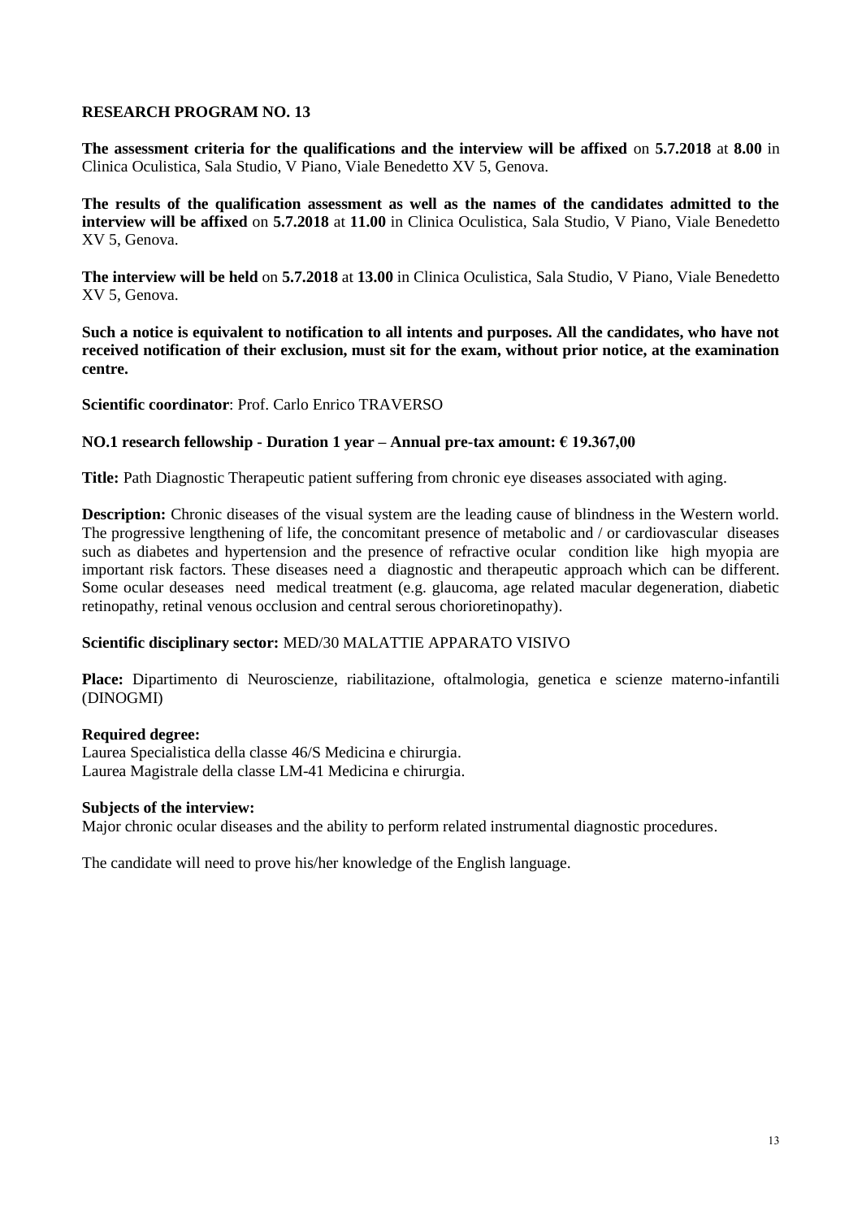## RESEARCH PROGRAM NO. 13

**The assessment criteria for the qualifications and the interview will be affixed** on **5.7.2018** at **8.00** in Clinica Oculistica, Sala Studio, V Piano, Viale Benedetto XV 5, Genova.

**The results of the qualification assessment as well as the names of the candidates admitted to the interview will be affixed** on **5.7.2018** at **11.00** in Clinica Oculistica, Sala Studio, V Piano, Viale Benedetto XV 5, Genova.

**The interview will be held** on **5.7.2018** at **13.00** in Clinica Oculistica, Sala Studio, V Piano, Viale Benedetto XV 5, Genova.

**Such a notice is equivalent to notification to all intents and purposes. All the candidates, who have not received notification of their exclusion, must sit for the exam, without prior notice, at the examination centre.**

**Scientific coordinator**: Prof. Carlo Enrico TRAVERSO

**NO.1 research fellowship - Duration 1 year – Annual pre-tax amount: € 19.367,00**

**Title:** Path Diagnostic Therapeutic patient suffering from chronic eye diseases associated with aging.

**Description:** Chronic diseases of the visual system are the leading cause of blindness in the Western world. The progressive lengthening of life, the concomitant presence of metabolic and / or cardiovascular diseases such as diabetes and hypertension and the presence of refractive ocular condition like high myopia are important risk factors. These diseases need a diagnostic and therapeutic approach which can be different. Some ocular deseases need medical treatment (e.g. glaucoma, age related macular degeneration, diabetic retinopathy, retinal venous occlusion and central serous chorioretinopathy).

**Scientific disciplinary sector:** MED/30 MALATTIE APPARATO VISIVO

**Place:** Dipartimento di Neuroscienze, riabilitazione, oftalmologia, genetica e scienze materno-infantili (DINOGMI)

**Required degree:**
Laurea Specialistica della classe 46/S Medicina e chirurgia.
Laurea Magistrale della classe LM-41 Medicina e chirurgia.

**Subjects of the interview:**
Major chronic ocular diseases and the ability to perform related instrumental diagnostic procedures.

The candidate will need to prove his/her knowledge of the English language.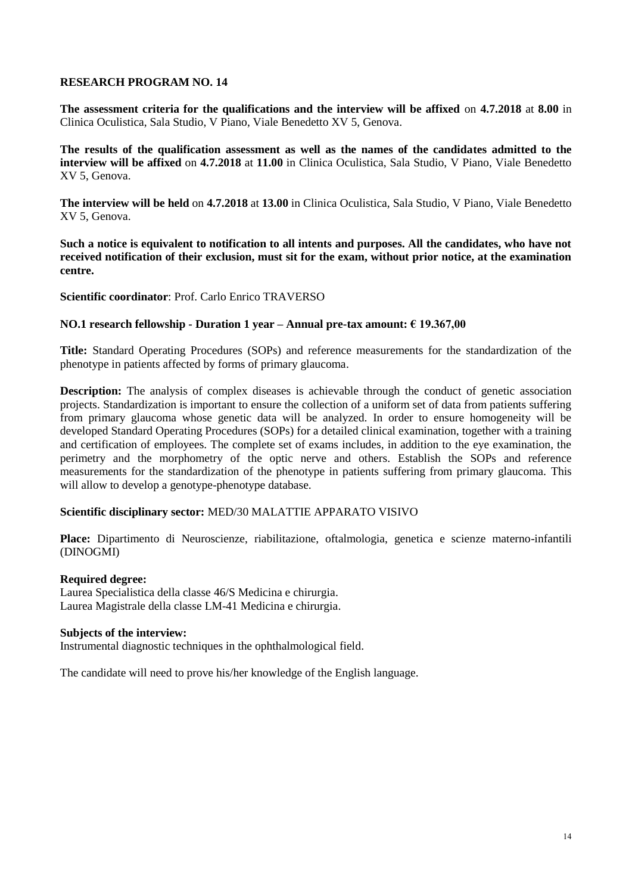## RESEARCH PROGRAM NO. 14

**The assessment criteria for the qualifications and the interview will be affixed** on **4.7.2018** at **8.00** in Clinica Oculistica, Sala Studio, V Piano, Viale Benedetto XV 5, Genova.

**The results of the qualification assessment as well as the names of the candidates admitted to the interview will be affixed** on **4.7.2018** at **11.00** in Clinica Oculistica, Sala Studio, V Piano, Viale Benedetto XV 5, Genova.

**The interview will be held** on **4.7.2018** at **13.00** in Clinica Oculistica, Sala Studio, V Piano, Viale Benedetto XV 5, Genova.

**Such a notice is equivalent to notification to all intents and purposes. All the candidates, who have not received notification of their exclusion, must sit for the exam, without prior notice, at the examination centre.**

**Scientific coordinator**: Prof. Carlo Enrico TRAVERSO

**NO.1 research fellowship - Duration 1 year – Annual pre-tax amount: € 19.367,00**

**Title:** Standard Operating Procedures (SOPs) and reference measurements for the standardization of the phenotype in patients affected by forms of primary glaucoma.

**Description:** The analysis of complex diseases is achievable through the conduct of genetic association projects. Standardization is important to ensure the collection of a uniform set of data from patients suffering from primary glaucoma whose genetic data will be analyzed. In order to ensure homogeneity will be developed Standard Operating Procedures (SOPs) for a detailed clinical examination, together with a training and certification of employees. The complete set of exams includes, in addition to the eye examination, the perimetry and the morphometry of the optic nerve and others. Establish the SOPs and reference measurements for the standardization of the phenotype in patients suffering from primary glaucoma. This will allow to develop a genotype-phenotype database.

**Scientific disciplinary sector:** MED/30 MALATTIE APPARATO VISIVO

**Place:** Dipartimento di Neuroscienze, riabilitazione, oftalmologia, genetica e scienze materno-infantili (DINOGMI)

**Required degree:**
Laurea Specialistica della classe 46/S Medicina e chirurgia.
Laurea Magistrale della classe LM-41 Medicina e chirurgia.

**Subjects of the interview:**
Instrumental diagnostic techniques in the ophthalmological field.

The candidate will need to prove his/her knowledge of the English language.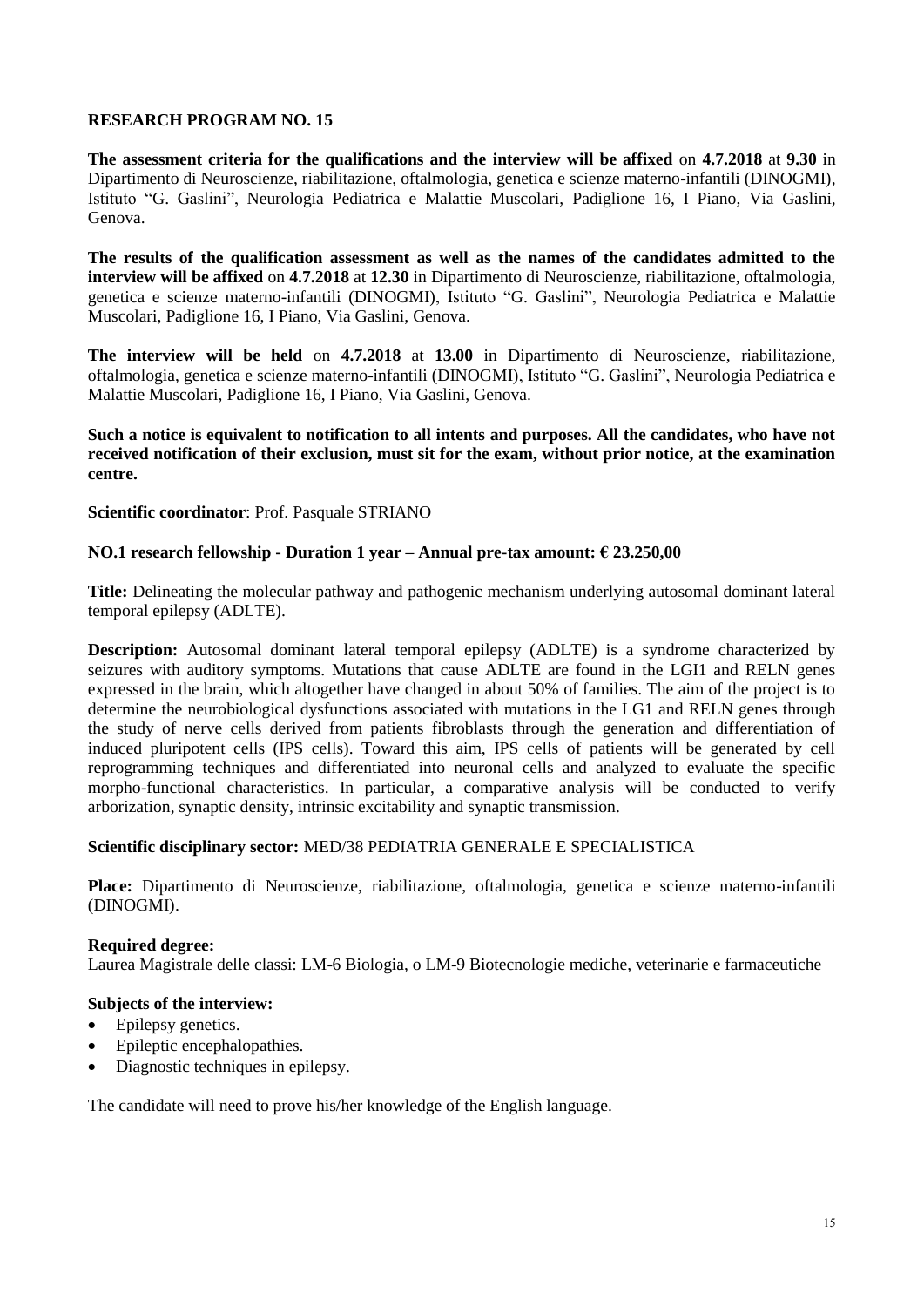## RESEARCH PROGRAM NO. 15

**The assessment criteria for the qualifications and the interview will be affixed** on **4.7.2018** at **9.30** in Dipartimento di Neuroscienze, riabilitazione, oftalmologia, genetica e scienze materno-infantili (DINOGMI), Istituto "G. Gaslini", Neurologia Pediatrica e Malattie Muscolari, Padiglione 16, I Piano, Via Gaslini, Genova.

**The results of the qualification assessment as well as the names of the candidates admitted to the interview will be affixed** on **4.7.2018** at **12.30** in Dipartimento di Neuroscienze, riabilitazione, oftalmologia, genetica e scienze materno-infantili (DINOGMI), Istituto "G. Gaslini", Neurologia Pediatrica e Malattie Muscolari, Padiglione 16, I Piano, Via Gaslini, Genova.

**The interview will be held** on **4.7.2018** at **13.00** in Dipartimento di Neuroscienze, riabilitazione, oftalmologia, genetica e scienze materno-infantili (DINOGMI), Istituto "G. Gaslini", Neurologia Pediatrica e Malattie Muscolari, Padiglione 16, I Piano, Via Gaslini, Genova.

**Such a notice is equivalent to notification to all intents and purposes. All the candidates, who have not received notification of their exclusion, must sit for the exam, without prior notice, at the examination centre.**

**Scientific coordinator**: Prof. Pasquale STRIANO

**NO.1 research fellowship - Duration 1 year – Annual pre-tax amount: € 23.250,00**

**Title:** Delineating the molecular pathway and pathogenic mechanism underlying autosomal dominant lateral temporal epilepsy (ADLTE).

**Description:** Autosomal dominant lateral temporal epilepsy (ADLTE) is a syndrome characterized by seizures with auditory symptoms. Mutations that cause ADLTE are found in the LGI1 and RELN genes expressed in the brain, which altogether have changed in about 50% of families. The aim of the project is to determine the neurobiological dysfunctions associated with mutations in the LG1 and RELN genes through the study of nerve cells derived from patients fibroblasts through the generation and differentiation of induced pluripotent cells (IPS cells). Toward this aim, IPS cells of patients will be generated by cell reprogramming techniques and differentiated into neuronal cells and analyzed to evaluate the specific morpho-functional characteristics. In particular, a comparative analysis will be conducted to verify arborization, synaptic density, intrinsic excitability and synaptic transmission.

**Scientific disciplinary sector:** MED/38 PEDIATRIA GENERALE E SPECIALISTICA

**Place:** Dipartimento di Neuroscienze, riabilitazione, oftalmologia, genetica e scienze materno-infantili (DINOGMI).

**Required degree:**
Laurea Magistrale delle classi: LM-6 Biologia, o LM-9 Biotecnologie mediche, veterinarie e farmaceutiche

**Subjects of the interview:**

- Epilepsy genetics.
- Epileptic encephalopathies.
- Diagnostic techniques in epilepsy.

The candidate will need to prove his/her knowledge of the English language.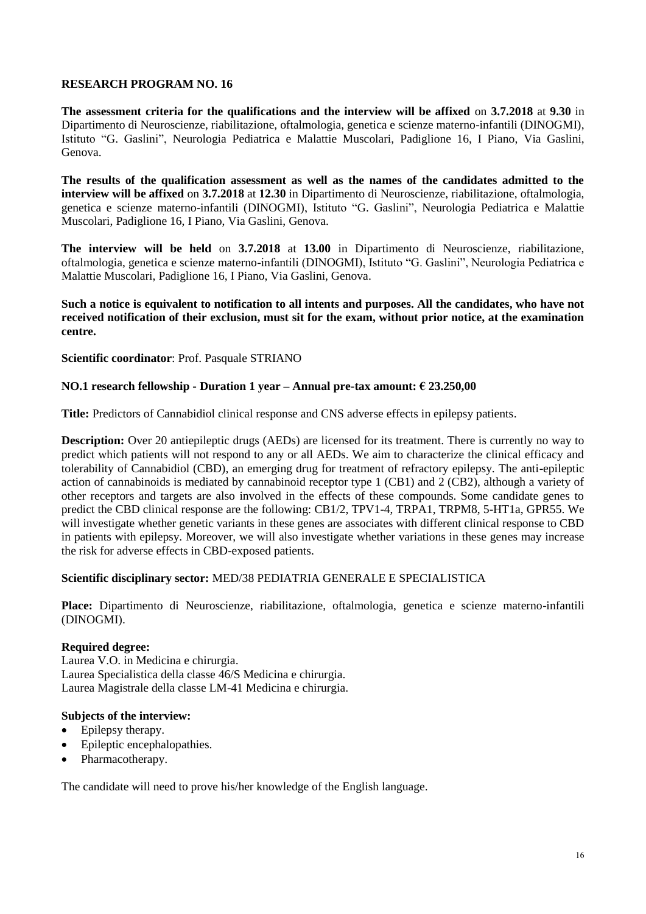**RESEARCH PROGRAM NO. 16**

**The assessment criteria for the qualifications and the interview will be affixed** on **3.7.2018** at **9.30** in Dipartimento di Neuroscienze, riabilitazione, oftalmologia, genetica e scienze materno-infantili (DINOGMI), Istituto "G. Gaslini", Neurologia Pediatrica e Malattie Muscolari, Padiglione 16, I Piano, Via Gaslini, Genova.

**The results of the qualification assessment as well as the names of the candidates admitted to the interview will be affixed** on **3.7.2018** at **12.30** in Dipartimento di Neuroscienze, riabilitazione, oftalmologia, genetica e scienze materno-infantili (DINOGMI), Istituto "G. Gaslini", Neurologia Pediatrica e Malattie Muscolari, Padiglione 16, I Piano, Via Gaslini, Genova.

**The interview will be held** on **3.7.2018** at **13.00** in Dipartimento di Neuroscienze, riabilitazione, oftalmologia, genetica e scienze materno-infantili (DINOGMI), Istituto "G. Gaslini", Neurologia Pediatrica e Malattie Muscolari, Padiglione 16, I Piano, Via Gaslini, Genova.

**Such a notice is equivalent to notification to all intents and purposes. All the candidates, who have not received notification of their exclusion, must sit for the exam, without prior notice, at the examination centre.**

**Scientific coordinator**: Prof. Pasquale STRIANO

**NO.1 research fellowship - Duration 1 year – Annual pre-tax amount: € 23.250,00**

**Title:** Predictors of Cannabidiol clinical response and CNS adverse effects in epilepsy patients.

**Description:** Over 20 antiepileptic drugs (AEDs) are licensed for its treatment. There is currently no way to predict which patients will not respond to any or all AEDs. We aim to characterize the clinical efficacy and tolerability of Cannabidiol (CBD), an emerging drug for treatment of refractory epilepsy. The anti-epileptic action of cannabinoids is mediated by cannabinoid receptor type 1 (CB1) and 2 (CB2), although a variety of other receptors and targets are also involved in the effects of these compounds. Some candidate genes to predict the CBD clinical response are the following: CB1/2, TPV1-4, TRPA1, TRPM8, 5-HT1a, GPR55. We will investigate whether genetic variants in these genes are associates with different clinical response to CBD in patients with epilepsy. Moreover, we will also investigate whether variations in these genes may increase the risk for adverse effects in CBD-exposed patients.

**Scientific disciplinary sector:** MED/38 PEDIATRIA GENERALE E SPECIALISTICA

**Place:** Dipartimento di Neuroscienze, riabilitazione, oftalmologia, genetica e scienze materno-infantili (DINOGMI).

**Required degree:**
Laurea V.O. in Medicina e chirurgia.
Laurea Specialistica della classe 46/S Medicina e chirurgia.
Laurea Magistrale della classe LM-41 Medicina e chirurgia.

**Subjects of the interview:**

- Epilepsy therapy.
- Epileptic encephalopathies.
- Pharmacotherapy.

The candidate will need to prove his/her knowledge of the English language.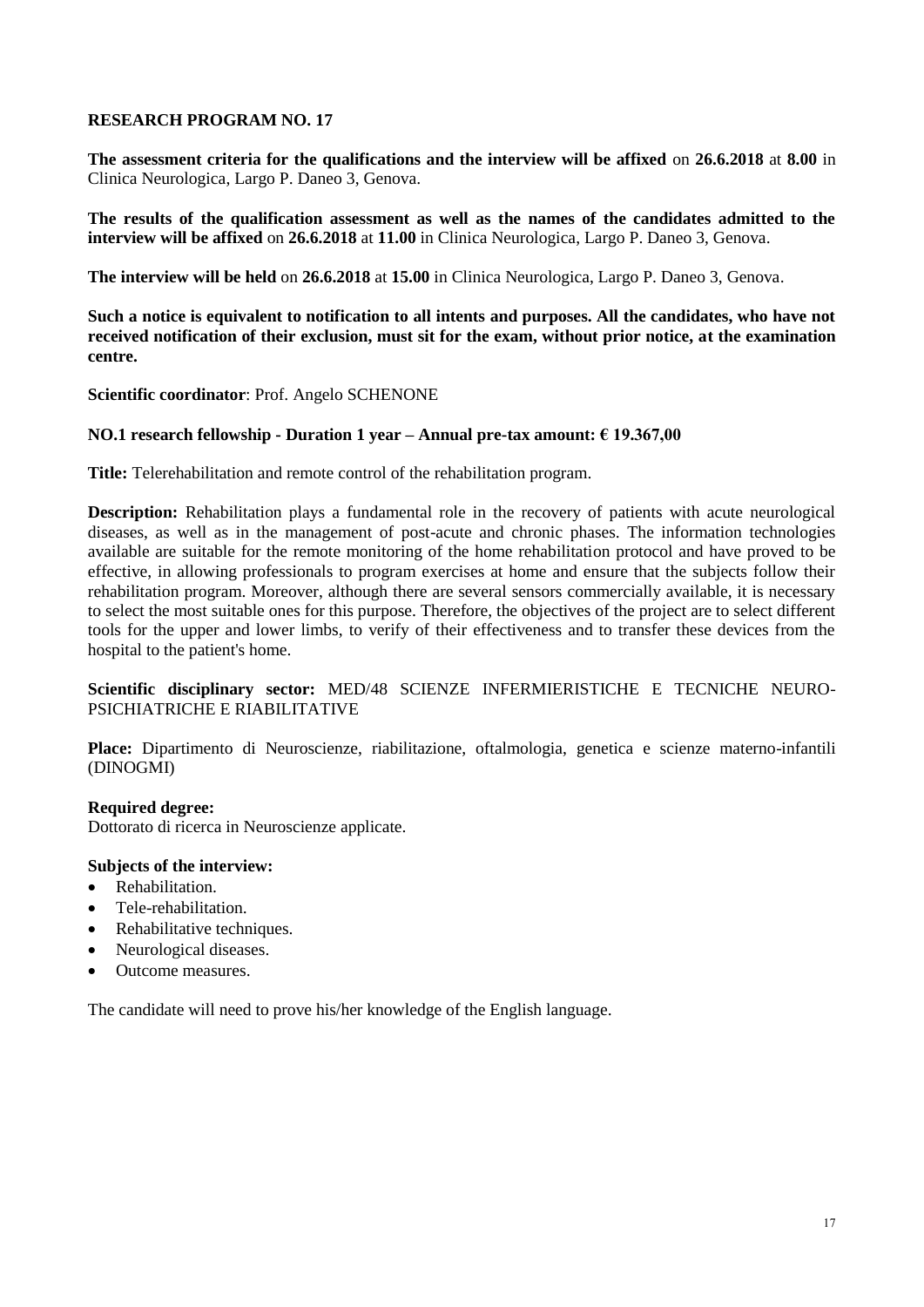## RESEARCH PROGRAM NO. 17

**The assessment criteria for the qualifications and the interview will be affixed** on **26.6.2018** at **8.00** in Clinica Neurologica, Largo P. Daneo 3, Genova.

**The results of the qualification assessment as well as the names of the candidates admitted to the interview will be affixed** on **26.6.2018** at **11.00** in Clinica Neurologica, Largo P. Daneo 3, Genova.

**The interview will be held** on **26.6.2018** at **15.00** in Clinica Neurologica, Largo P. Daneo 3, Genova.

**Such a notice is equivalent to notification to all intents and purposes. All the candidates, who have not received notification of their exclusion, must sit for the exam, without prior notice, at the examination centre.**

**Scientific coordinator**: Prof. Angelo SCHENONE

**NO.1 research fellowship - Duration 1 year – Annual pre-tax amount: € 19.367,00**

**Title:** Telerehabilitation and remote control of the rehabilitation program.

**Description:** Rehabilitation plays a fundamental role in the recovery of patients with acute neurological diseases, as well as in the management of post-acute and chronic phases. The information technologies available are suitable for the remote monitoring of the home rehabilitation protocol and have proved to be effective, in allowing professionals to program exercises at home and ensure that the subjects follow their rehabilitation program. Moreover, although there are several sensors commercially available, it is necessary to select the most suitable ones for this purpose. Therefore, the objectives of the project are to select different tools for the upper and lower limbs, to verify of their effectiveness and to transfer these devices from the hospital to the patient's home.

**Scientific disciplinary sector:** MED/48 SCIENZE INFERMIERISTICHE E TECNICHE NEURO-PSICHIATRICHE E RIABILITATIVE

**Place:** Dipartimento di Neuroscienze, riabilitazione, oftalmologia, genetica e scienze materno-infantili (DINOGMI)

**Required degree:**
Dottorato di ricerca in Neuroscienze applicate.

**Subjects of the interview:**

- Rehabilitation.
- Tele-rehabilitation.
- Rehabilitative techniques.
- Neurological diseases.
- Outcome measures.

The candidate will need to prove his/her knowledge of the English language.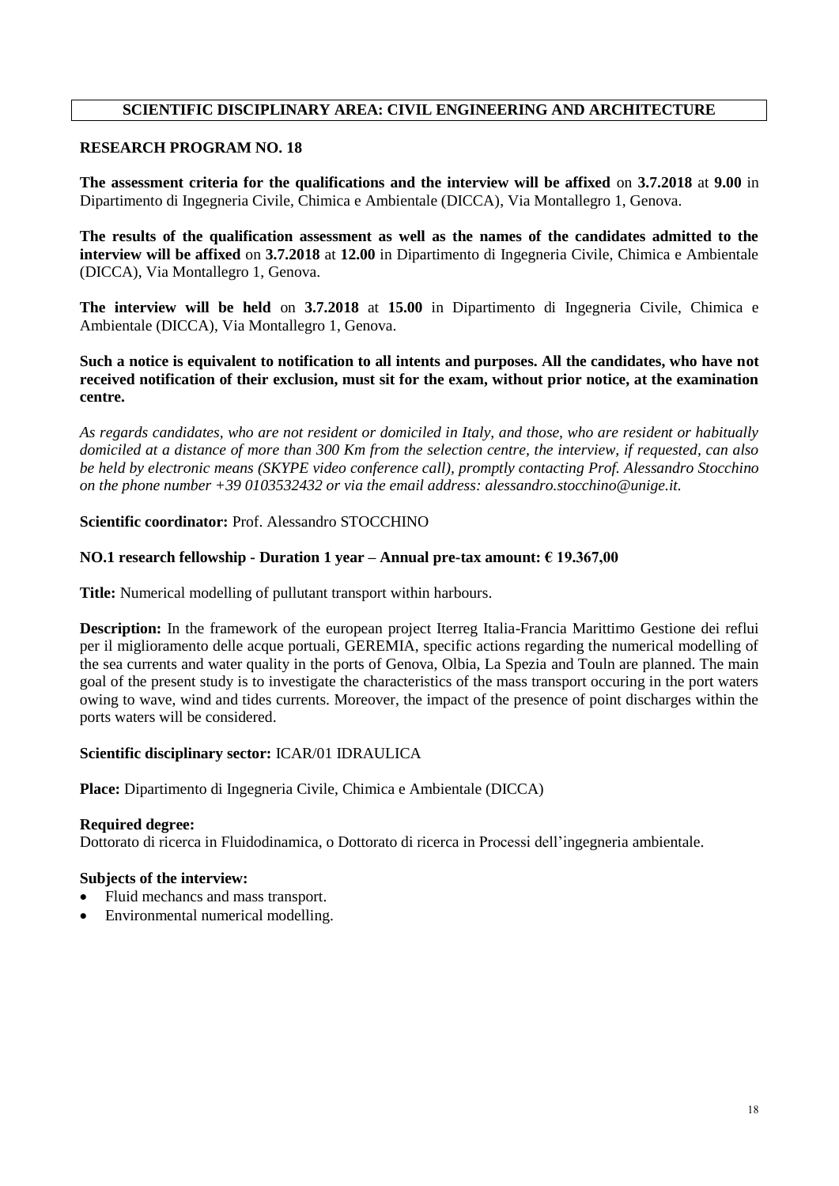**SCIENTIFIC DISCIPLINARY AREA: CIVIL ENGINEERING AND ARCHITECTURE**

**RESEARCH PROGRAM NO. 18**

**The assessment criteria for the qualifications and the interview will be affixed** on **3.7.2018** at **9.00** in Dipartimento di Ingegneria Civile, Chimica e Ambientale (DICCA), Via Montallegro 1, Genova.

**The results of the qualification assessment as well as the names of the candidates admitted to the interview will be affixed** on **3.7.2018** at **12.00** in Dipartimento di Ingegneria Civile, Chimica e Ambientale (DICCA), Via Montallegro 1, Genova.

**The interview will be held** on **3.7.2018** at **15.00** in Dipartimento di Ingegneria Civile, Chimica e Ambientale (DICCA), Via Montallegro 1, Genova.

**Such a notice is equivalent to notification to all intents and purposes. All the candidates, who have not received notification of their exclusion, must sit for the exam, without prior notice, at the examination centre.**

*As regards candidates, who are not resident or domiciled in Italy, and those, who are resident or habitually domiciled at a distance of more than 300 Km from the selection centre, the interview, if requested, can also be held by electronic means (SKYPE video conference call), promptly contacting Prof. Alessandro Stocchino on the phone number +39 0103532432 or via the email address: alessandro.stocchino@unige.it.*

**Scientific coordinator:** Prof. Alessandro STOCCHINO

**NO.1 research fellowship - Duration 1 year – Annual pre-tax amount: € 19.367,00**

**Title:** Numerical modelling of pullutant transport within harbours.

**Description:** In the framework of the european project Iterreg Italia-Francia Marittimo Gestione dei reflui per il miglioramento delle acque portuali, GEREMIA, specific actions regarding the numerical modelling of the sea currents and water quality in the ports of Genova, Olbia, La Spezia and Touln are planned. The main goal of the present study is to investigate the characteristics of the mass transport occuring in the port waters owing to wave, wind and tides currents. Moreover, the impact of the presence of point discharges within the ports waters will be considered.

**Scientific disciplinary sector:** ICAR/01 IDRAULICA

**Place:** Dipartimento di Ingegneria Civile, Chimica e Ambientale (DICCA)

**Required degree:**
Dottorato di ricerca in Fluidodinamica, o Dottorato di ricerca in Processi dell'ingegneria ambientale.

**Subjects of the interview:**
- Fluid mechancs and mass transport.
- Environmental numerical modelling.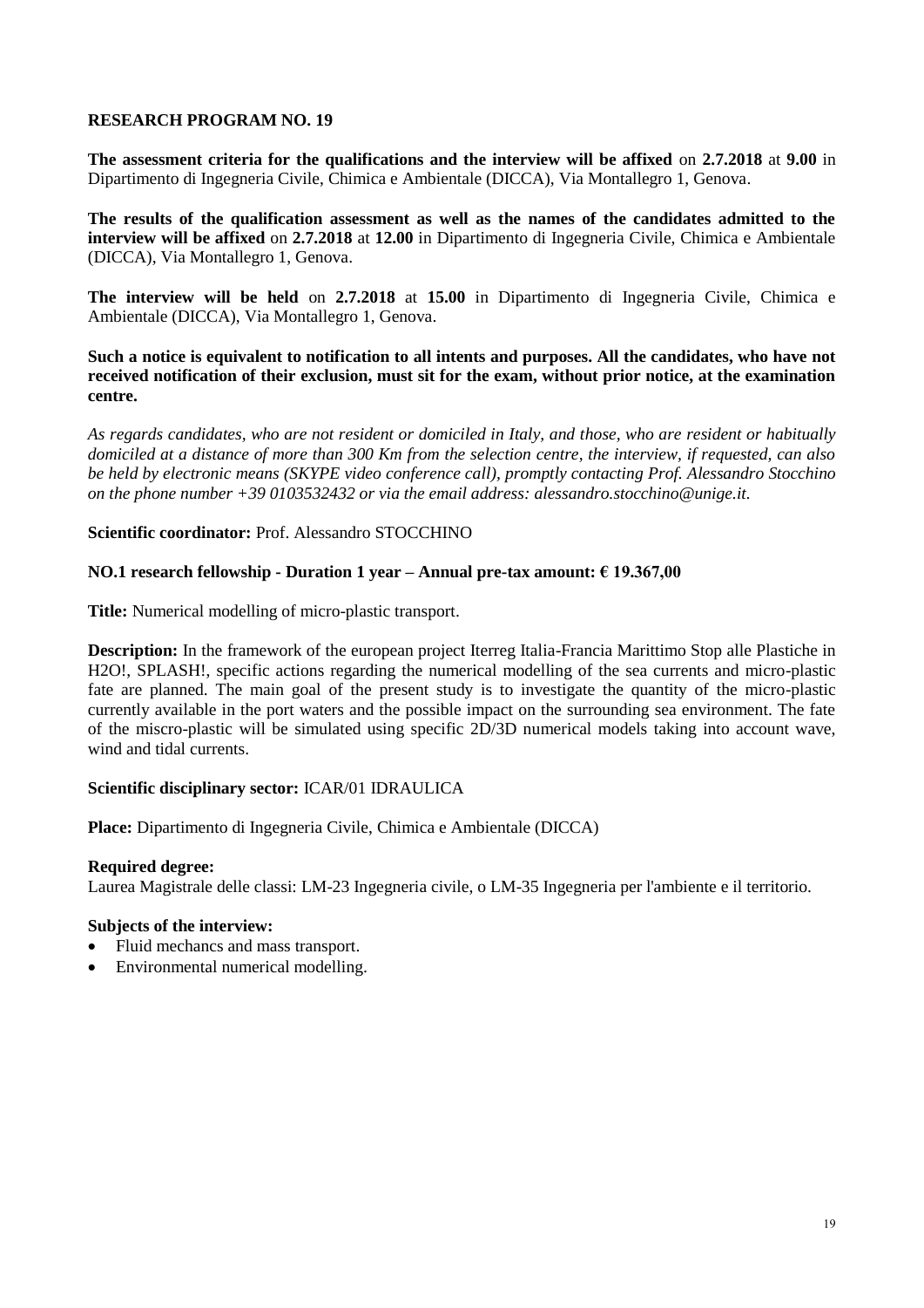## RESEARCH PROGRAM NO. 19

**The assessment criteria for the qualifications and the interview will be affixed** on **2.7.2018** at **9.00** in Dipartimento di Ingegneria Civile, Chimica e Ambientale (DICCA), Via Montallegro 1, Genova.

**The results of the qualification assessment as well as the names of the candidates admitted to the interview will be affixed** on **2.7.2018** at **12.00** in Dipartimento di Ingegneria Civile, Chimica e Ambientale (DICCA), Via Montallegro 1, Genova.

**The interview will be held** on **2.7.2018** at **15.00** in Dipartimento di Ingegneria Civile, Chimica e Ambientale (DICCA), Via Montallegro 1, Genova.

**Such a notice is equivalent to notification to all intents and purposes. All the candidates, who have not received notification of their exclusion, must sit for the exam, without prior notice, at the examination centre.**

*As regards candidates, who are not resident or domiciled in Italy, and those, who are resident or habitually domiciled at a distance of more than 300 Km from the selection centre, the interview, if requested, can also be held by electronic means (SKYPE video conference call), promptly contacting Prof. Alessandro Stocchino on the phone number +39 0103532432 or via the email address: alessandro.stocchino@unige.it.*

**Scientific coordinator:** Prof. Alessandro STOCCHINO

**NO.1 research fellowship - Duration 1 year – Annual pre-tax amount: € 19.367,00**

**Title:** Numerical modelling of micro-plastic transport.

**Description:** In the framework of the european project Iterreg Italia-Francia Marittimo Stop alle Plastiche in H2O!, SPLASH!, specific actions regarding the numerical modelling of the sea currents and micro-plastic fate are planned. The main goal of the present study is to investigate the quantity of the micro-plastic currently available in the port waters and the possible impact on the surrounding sea environment. The fate of the miscro-plastic will be simulated using specific 2D/3D numerical models taking into account wave, wind and tidal currents.

**Scientific disciplinary sector:** ICAR/01 IDRAULICA

**Place:** Dipartimento di Ingegneria Civile, Chimica e Ambientale (DICCA)

**Required degree:**
Laurea Magistrale delle classi: LM-23 Ingegneria civile, o LM-35 Ingegneria per l'ambiente e il territorio.

**Subjects of the interview:**

- Fluid mechancs and mass transport.
- Environmental numerical modelling.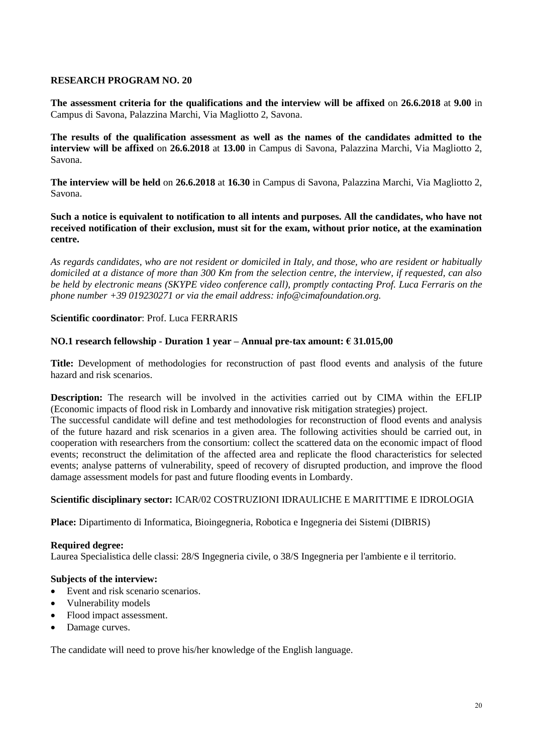**RESEARCH PROGRAM NO. 20**

**The assessment criteria for the qualifications and the interview will be affixed** on **26.6.2018** at **9.00** in Campus di Savona, Palazzina Marchi, Via Magliotto 2, Savona.

**The results of the qualification assessment as well as the names of the candidates admitted to the interview will be affixed** on **26.6.2018** at **13.00** in Campus di Savona, Palazzina Marchi, Via Magliotto 2, Savona.

**The interview will be held** on **26.6.2018** at **16.30** in Campus di Savona, Palazzina Marchi, Via Magliotto 2, Savona.

**Such a notice is equivalent to notification to all intents and purposes. All the candidates, who have not received notification of their exclusion, must sit for the exam, without prior notice, at the examination centre.**

*As regards candidates, who are not resident or domiciled in Italy, and those, who are resident or habitually domiciled at a distance of more than 300 Km from the selection centre, the interview, if requested, can also be held by electronic means (SKYPE video conference call), promptly contacting Prof. Luca Ferraris on the phone number +39 019230271 or via the email address: info@cimafoundation.org.*

**Scientific coordinator**: Prof. Luca FERRARIS

**NO.1 research fellowship - Duration 1 year – Annual pre-tax amount: € 31.015,00**

**Title:** Development of methodologies for reconstruction of past flood events and analysis of the future hazard and risk scenarios.

**Description:** The research will be involved in the activities carried out by CIMA within the EFLIP (Economic impacts of flood risk in Lombardy and innovative risk mitigation strategies) project.
The successful candidate will define and test methodologies for reconstruction of flood events and analysis of the future hazard and risk scenarios in a given area. The following activities should be carried out, in cooperation with researchers from the consortium: collect the scattered data on the economic impact of flood events; reconstruct the delimitation of the affected area and replicate the flood characteristics for selected events; analyse patterns of vulnerability, speed of recovery of disrupted production, and improve the flood damage assessment models for past and future flooding events in Lombardy.

**Scientific disciplinary sector:** ICAR/02 COSTRUZIONI IDRAULICHE E MARITTIME E IDROLOGIA

**Place:** Dipartimento di Informatica, Bioingegneria, Robotica e Ingegneria dei Sistemi (DIBRIS)

**Required degree:**
Laurea Specialistica delle classi: 28/S Ingegneria civile, o 38/S Ingegneria per l'ambiente e il territorio.

**Subjects of the interview:**

- Event and risk scenario scenarios.
- Vulnerability models
- Flood impact assessment.
- Damage curves.

The candidate will need to prove his/her knowledge of the English language.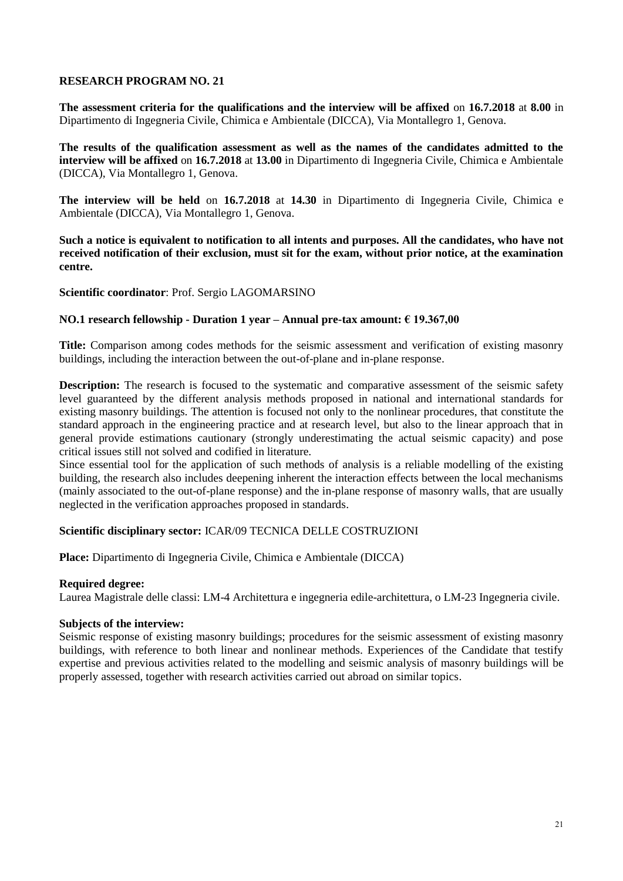**RESEARCH PROGRAM NO. 21**

**The assessment criteria for the qualifications and the interview will be affixed** on **16.7.2018** at **8.00** in Dipartimento di Ingegneria Civile, Chimica e Ambientale (DICCA), Via Montallegro 1, Genova.

**The results of the qualification assessment as well as the names of the candidates admitted to the interview will be affixed** on **16.7.2018** at **13.00** in Dipartimento di Ingegneria Civile, Chimica e Ambientale (DICCA), Via Montallegro 1, Genova.

**The interview will be held** on **16.7.2018** at **14.30** in Dipartimento di Ingegneria Civile, Chimica e Ambientale (DICCA), Via Montallegro 1, Genova.

**Such a notice is equivalent to notification to all intents and purposes. All the candidates, who have not received notification of their exclusion, must sit for the exam, without prior notice, at the examination centre.**

**Scientific coordinator**: Prof. Sergio LAGOMARSINO

**NO.1 research fellowship - Duration 1 year – Annual pre-tax amount: € 19.367,00**

**Title:** Comparison among codes methods for the seismic assessment and verification of existing masonry buildings, including the interaction between the out-of-plane and in-plane response.

**Description:** The research is focused to the systematic and comparative assessment of the seismic safety level guaranteed by the different analysis methods proposed in national and international standards for existing masonry buildings. The attention is focused not only to the nonlinear procedures, that constitute the standard approach in the engineering practice and at research level, but also to the linear approach that in general provide estimations cautionary (strongly underestimating the actual seismic capacity) and pose critical issues still not solved and codified in literature.
Since essential tool for the application of such methods of analysis is a reliable modelling of the existing building, the research also includes deepening inherent the interaction effects between the local mechanisms (mainly associated to the out-of-plane response) and the in-plane response of masonry walls, that are usually neglected in the verification approaches proposed in standards.

**Scientific disciplinary sector:** ICAR/09 TECNICA DELLE COSTRUZIONI

**Place:** Dipartimento di Ingegneria Civile, Chimica e Ambientale (DICCA)

**Required degree:**
Laurea Magistrale delle classi: LM-4 Architettura e ingegneria edile-architettura, o LM-23 Ingegneria civile.

**Subjects of the interview:**
Seismic response of existing masonry buildings; procedures for the seismic assessment of existing masonry buildings, with reference to both linear and nonlinear methods. Experiences of the Candidate that testify expertise and previous activities related to the modelling and seismic analysis of masonry buildings will be properly assessed, together with research activities carried out abroad on similar topics.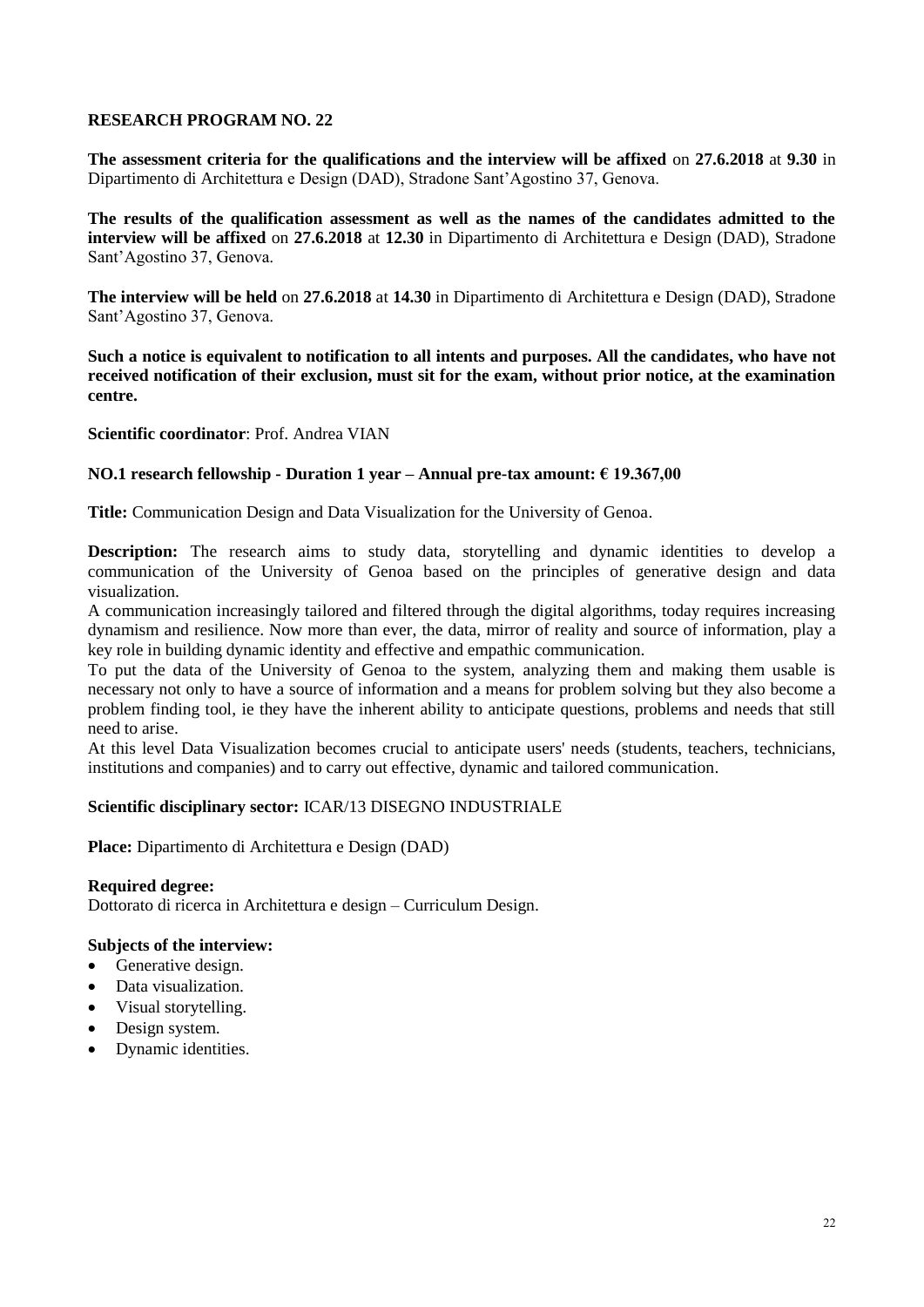**RESEARCH PROGRAM NO. 22**

**The assessment criteria for the qualifications and the interview will be affixed** on **27.6.2018** at **9.30** in Dipartimento di Architettura e Design (DAD), Stradone Sant'Agostino 37, Genova.

**The results of the qualification assessment as well as the names of the candidates admitted to the interview will be affixed** on **27.6.2018** at **12.30** in Dipartimento di Architettura e Design (DAD), Stradone Sant'Agostino 37, Genova.

**The interview will be held** on **27.6.2018** at **14.30** in Dipartimento di Architettura e Design (DAD), Stradone Sant'Agostino 37, Genova.

**Such a notice is equivalent to notification to all intents and purposes. All the candidates, who have not received notification of their exclusion, must sit for the exam, without prior notice, at the examination centre.**

**Scientific coordinator**: Prof. Andrea VIAN

**NO.1 research fellowship - Duration 1 year – Annual pre-tax amount: € 19.367,00**

**Title:** Communication Design and Data Visualization for the University of Genoa.

**Description:** The research aims to study data, storytelling and dynamic identities to develop a communication of the University of Genoa based on the principles of generative design and data visualization.
A communication increasingly tailored and filtered through the digital algorithms, today requires increasing dynamism and resilience. Now more than ever, the data, mirror of reality and source of information, play a key role in building dynamic identity and effective and empathic communication.
To put the data of the University of Genoa to the system, analyzing them and making them usable is necessary not only to have a source of information and a means for problem solving but they also become a problem finding tool, ie they have the inherent ability to anticipate questions, problems and needs that still need to arise.
At this level Data Visualization becomes crucial to anticipate users' needs (students, teachers, technicians, institutions and companies) and to carry out effective, dynamic and tailored communication.

**Scientific disciplinary sector:** ICAR/13 DISEGNO INDUSTRIALE

**Place:** Dipartimento di Architettura e Design (DAD)

**Required degree:**
Dottorato di ricerca in Architettura e design – Curriculum Design.

**Subjects of the interview:**
- Generative design.
- Data visualization.
- Visual storytelling.
- Design system.
- Dynamic identities.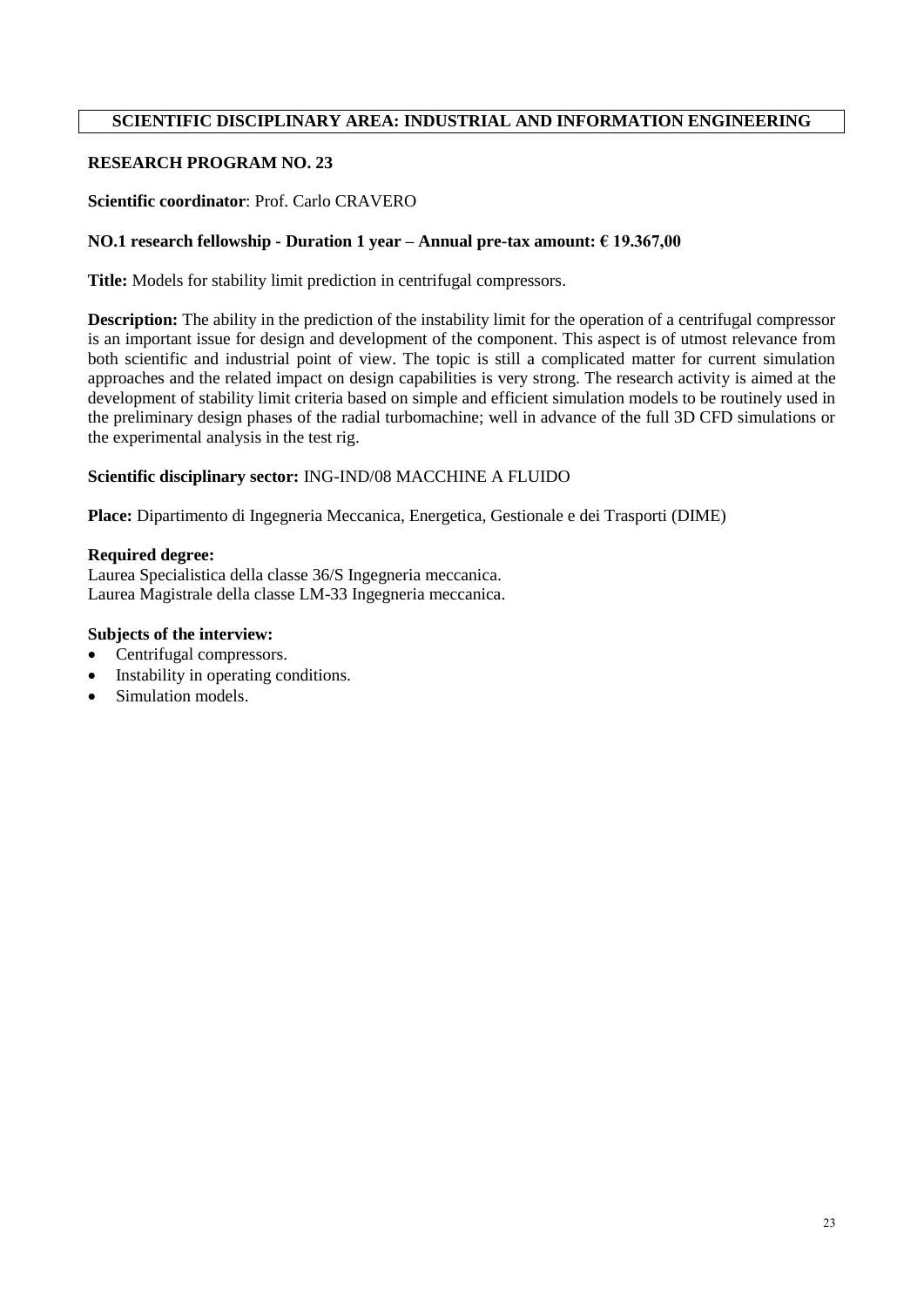**SCIENTIFIC DISCIPLINARY AREA: INDUSTRIAL AND INFORMATION ENGINEERING**

**RESEARCH PROGRAM NO. 23**

**Scientific coordinator**: Prof. Carlo CRAVERO

**NO.1 research fellowship - Duration 1 year – Annual pre-tax amount: € 19.367,00**

**Title:** Models for stability limit prediction in centrifugal compressors.

**Description:** The ability in the prediction of the instability limit for the operation of a centrifugal compressor is an important issue for design and development of the component. This aspect is of utmost relevance from both scientific and industrial point of view. The topic is still a complicated matter for current simulation approaches and the related impact on design capabilities is very strong. The research activity is aimed at the development of stability limit criteria based on simple and efficient simulation models to be routinely used in the preliminary design phases of the radial turbomachine; well in advance of the full 3D CFD simulations or the experimental analysis in the test rig.

**Scientific disciplinary sector:** ING-IND/08 MACCHINE A FLUIDO

**Place:** Dipartimento di Ingegneria Meccanica, Energetica, Gestionale e dei Trasporti (DIME)

**Required degree:**
Laurea Specialistica della classe 36/S Ingegneria meccanica.
Laurea Magistrale della classe LM-33 Ingegneria meccanica.

**Subjects of the interview:**

- Centrifugal compressors.
- Instability in operating conditions.
- Simulation models.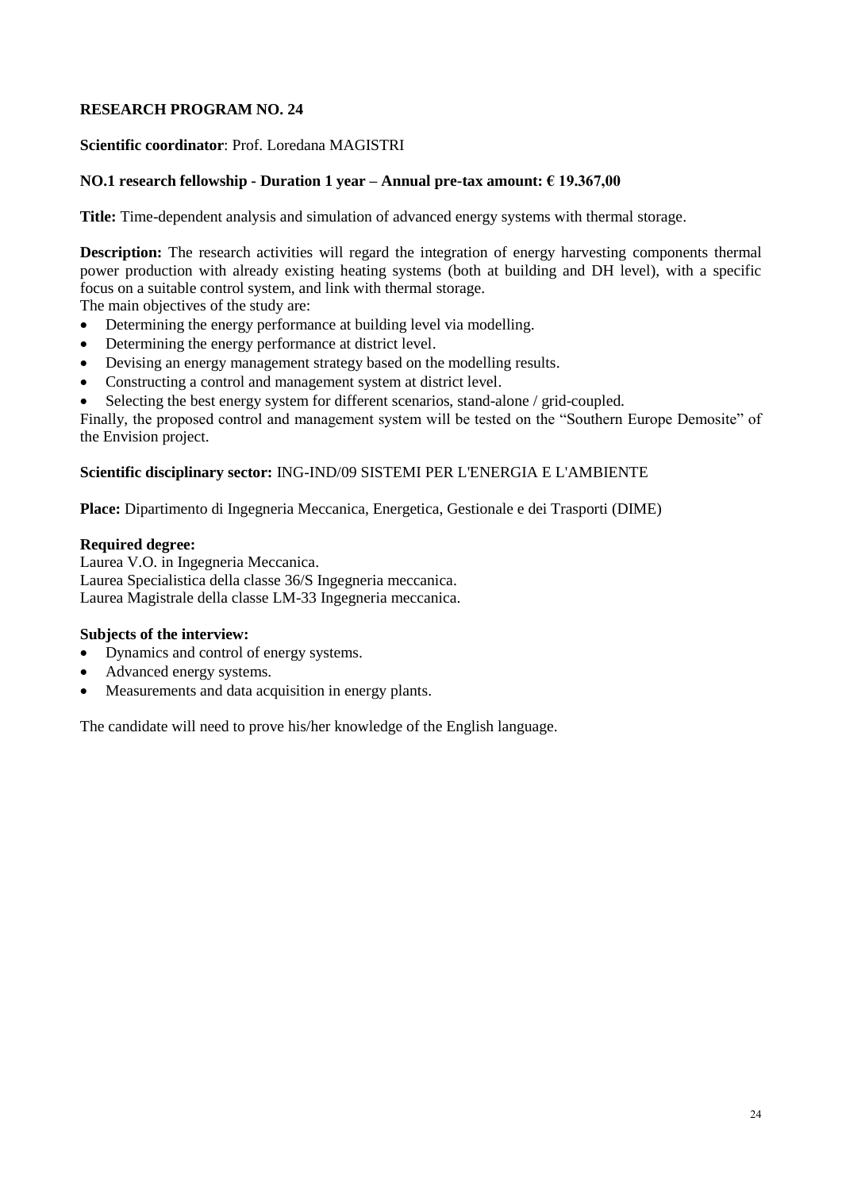**RESEARCH PROGRAM NO. 24**

**Scientific coordinator**: Prof. Loredana MAGISTRI

**NO.1 research fellowship - Duration 1 year – Annual pre-tax amount: € 19.367,00**

**Title:** Time-dependent analysis and simulation of advanced energy systems with thermal storage.

**Description:** The research activities will regard the integration of energy harvesting components thermal power production with already existing heating systems (both at building and DH level), with a specific focus on a suitable control system, and link with thermal storage.

The main objectives of the study are:

- Determining the energy performance at building level via modelling.
- Determining the energy performance at district level.
- Devising an energy management strategy based on the modelling results.
- Constructing a control and management system at district level.
- Selecting the best energy system for different scenarios, stand-alone / grid-coupled.

Finally, the proposed control and management system will be tested on the "Southern Europe Demosite" of the Envision project.

**Scientific disciplinary sector:** ING-IND/09 SISTEMI PER L'ENERGIA E L'AMBIENTE

**Place:** Dipartimento di Ingegneria Meccanica, Energetica, Gestionale e dei Trasporti (DIME)

**Required degree:**

Laurea V.O. in Ingegneria Meccanica.
Laurea Specialistica della classe 36/S Ingegneria meccanica.
Laurea Magistrale della classe LM-33 Ingegneria meccanica.

**Subjects of the interview:**

- Dynamics and control of energy systems.
- Advanced energy systems.
- Measurements and data acquisition in energy plants.

The candidate will need to prove his/her knowledge of the English language.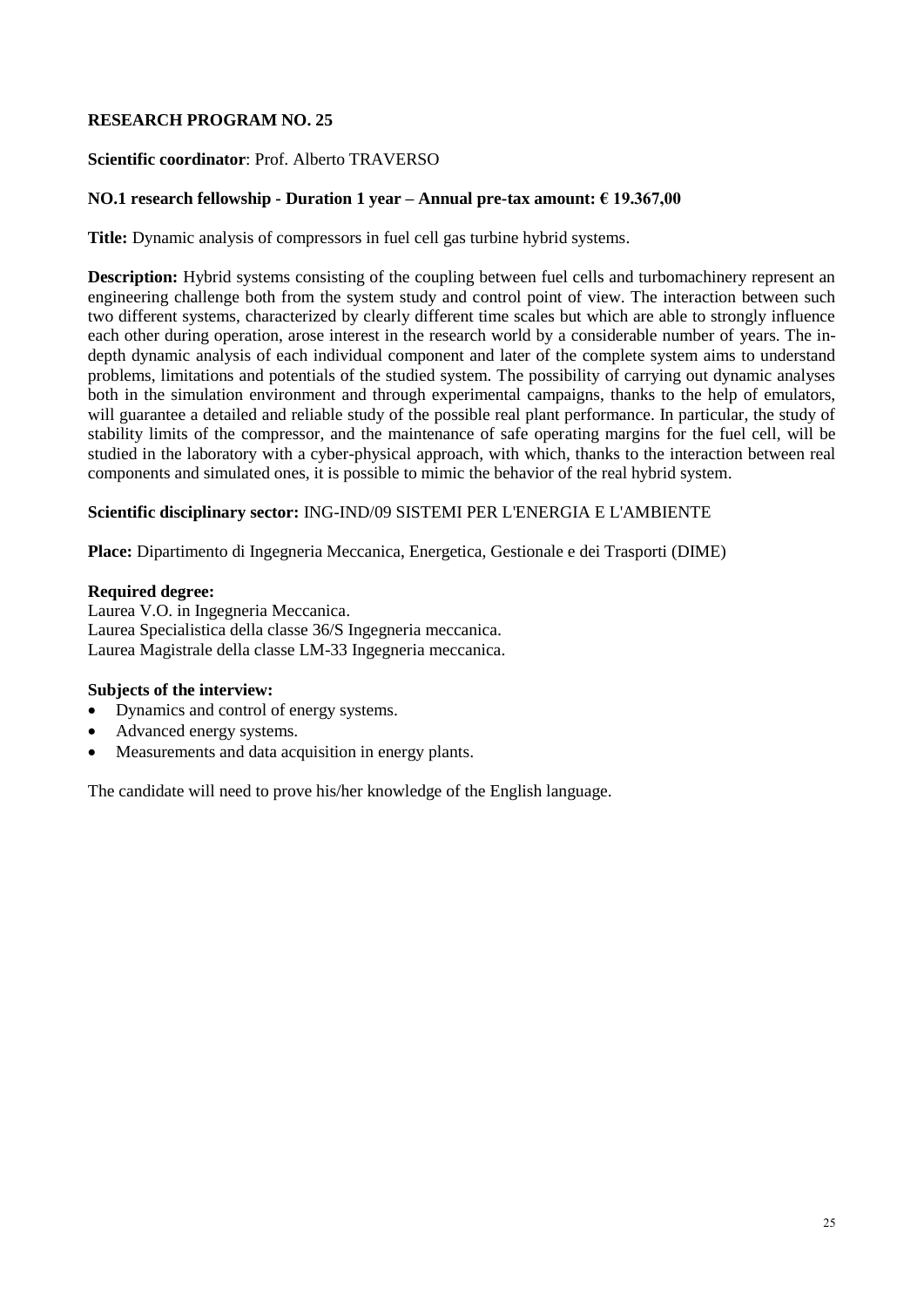## RESEARCH PROGRAM NO. 25

**Scientific coordinator**: Prof. Alberto TRAVERSO

### NO.1 research fellowship - Duration 1 year – Annual pre-tax amount: € 19.367,00

**Title:** Dynamic analysis of compressors in fuel cell gas turbine hybrid systems.

**Description:** Hybrid systems consisting of the coupling between fuel cells and turbomachinery represent an engineering challenge both from the system study and control point of view. The interaction between such two different systems, characterized by clearly different time scales but which are able to strongly influence each other during operation, arose interest in the research world by a considerable number of years. The in-depth dynamic analysis of each individual component and later of the complete system aims to understand problems, limitations and potentials of the studied system. The possibility of carrying out dynamic analyses both in the simulation environment and through experimental campaigns, thanks to the help of emulators, will guarantee a detailed and reliable study of the possible real plant performance. In particular, the study of stability limits of the compressor, and the maintenance of safe operating margins for the fuel cell, will be studied in the laboratory with a cyber-physical approach, with which, thanks to the interaction between real components and simulated ones, it is possible to mimic the behavior of the real hybrid system.

**Scientific disciplinary sector:** ING-IND/09 SISTEMI PER L'ENERGIA E L'AMBIENTE

**Place:** Dipartimento di Ingegneria Meccanica, Energetica, Gestionale e dei Trasporti (DIME)

**Required degree:**
Laurea V.O. in Ingegneria Meccanica.
Laurea Specialistica della classe 36/S Ingegneria meccanica.
Laurea Magistrale della classe LM-33 Ingegneria meccanica.

**Subjects of the interview:**
- Dynamics and control of energy systems.
- Advanced energy systems.
- Measurements and data acquisition in energy plants.

The candidate will need to prove his/her knowledge of the English language.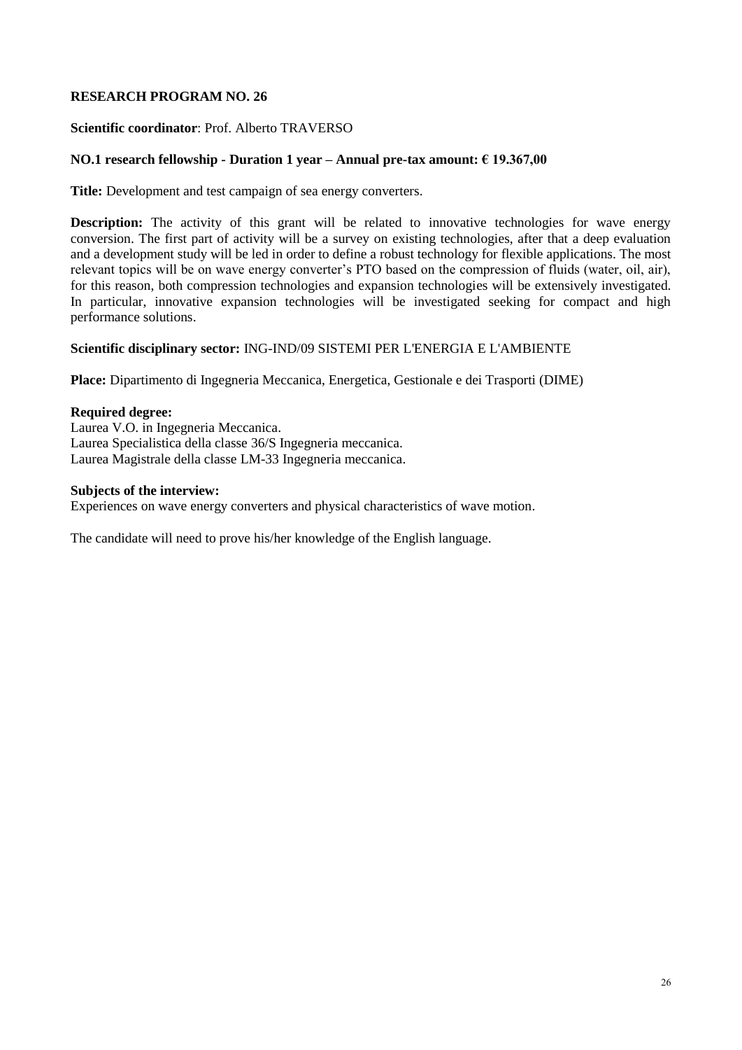## RESEARCH PROGRAM NO. 26

**Scientific coordinator**: Prof. Alberto TRAVERSO

**NO.1 research fellowship - Duration 1 year – Annual pre-tax amount: € 19.367,00**

**Title:** Development and test campaign of sea energy converters.

**Description:** The activity of this grant will be related to innovative technologies for wave energy conversion. The first part of activity will be a survey on existing technologies, after that a deep evaluation and a development study will be led in order to define a robust technology for flexible applications. The most relevant topics will be on wave energy converter's PTO based on the compression of fluids (water, oil, air), for this reason, both compression technologies and expansion technologies will be extensively investigated. In particular, innovative expansion technologies will be investigated seeking for compact and high performance solutions.

**Scientific disciplinary sector:** ING-IND/09 SISTEMI PER L'ENERGIA E L'AMBIENTE

**Place:** Dipartimento di Ingegneria Meccanica, Energetica, Gestionale e dei Trasporti (DIME)

**Required degree:**
Laurea V.O. in Ingegneria Meccanica.
Laurea Specialistica della classe 36/S Ingegneria meccanica.
Laurea Magistrale della classe LM-33 Ingegneria meccanica.

**Subjects of the interview:**
Experiences on wave energy converters and physical characteristics of wave motion.

The candidate will need to prove his/her knowledge of the English language.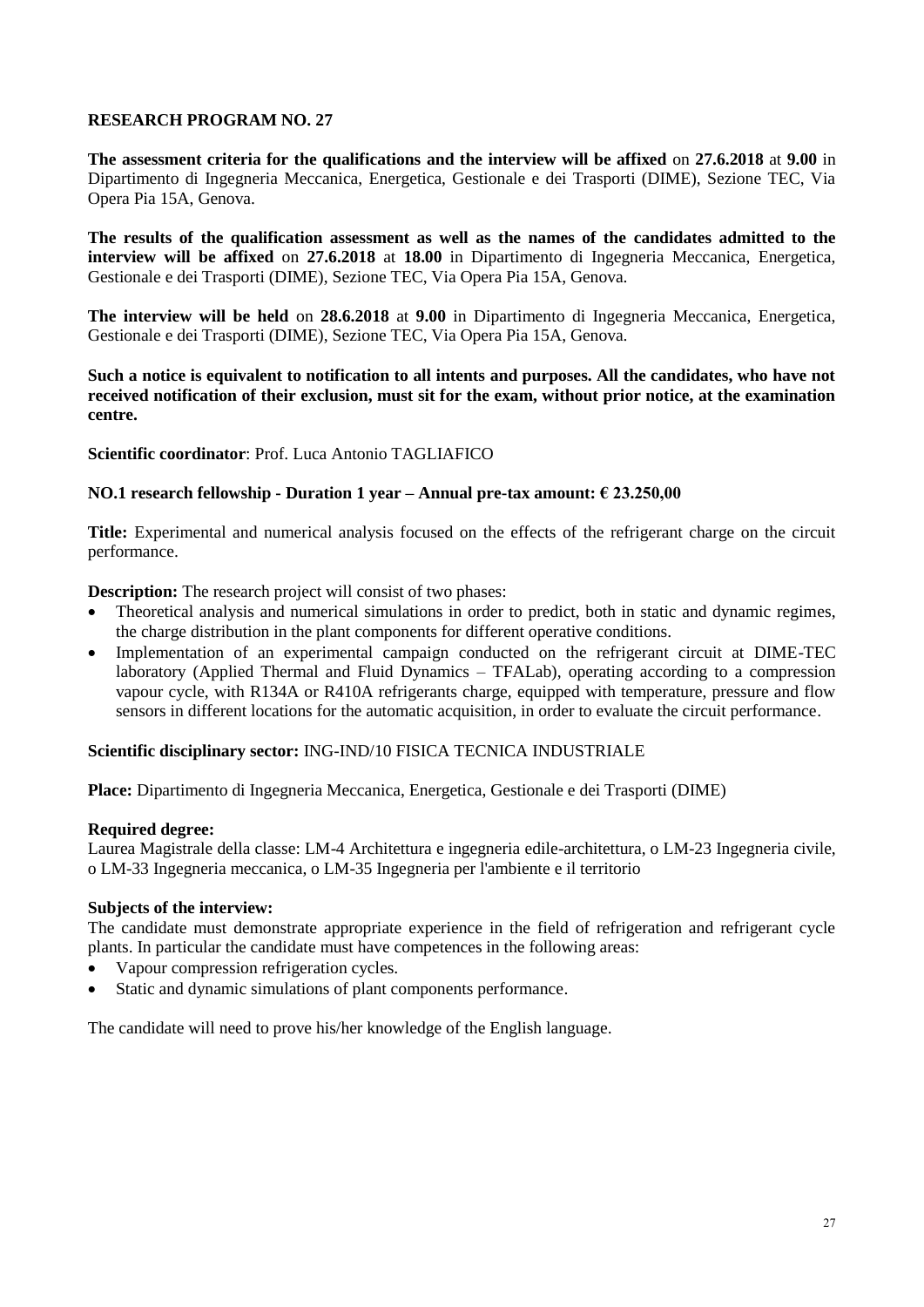**RESEARCH PROGRAM NO. 27**

**The assessment criteria for the qualifications and the interview will be affixed** on **27.6.2018** at **9.00** in Dipartimento di Ingegneria Meccanica, Energetica, Gestionale e dei Trasporti (DIME), Sezione TEC, Via Opera Pia 15A, Genova.

**The results of the qualification assessment as well as the names of the candidates admitted to the interview will be affixed** on **27.6.2018** at **18.00** in Dipartimento di Ingegneria Meccanica, Energetica, Gestionale e dei Trasporti (DIME), Sezione TEC, Via Opera Pia 15A, Genova.

**The interview will be held** on **28.6.2018** at **9.00** in Dipartimento di Ingegneria Meccanica, Energetica, Gestionale e dei Trasporti (DIME), Sezione TEC, Via Opera Pia 15A, Genova.

**Such a notice is equivalent to notification to all intents and purposes. All the candidates, who have not received notification of their exclusion, must sit for the exam, without prior notice, at the examination centre.**

**Scientific coordinator**: Prof. Luca Antonio TAGLIAFICO

**NO.1 research fellowship - Duration 1 year – Annual pre-tax amount: € 23.250,00**

**Title:** Experimental and numerical analysis focused on the effects of the refrigerant charge on the circuit performance.

**Description:** The research project will consist of two phases:

- Theoretical analysis and numerical simulations in order to predict, both in static and dynamic regimes, the charge distribution in the plant components for different operative conditions.
- Implementation of an experimental campaign conducted on the refrigerant circuit at DIME-TEC laboratory (Applied Thermal and Fluid Dynamics – TFALab), operating according to a compression vapour cycle, with R134A or R410A refrigerants charge, equipped with temperature, pressure and flow sensors in different locations for the automatic acquisition, in order to evaluate the circuit performance.

**Scientific disciplinary sector:** ING-IND/10 FISICA TECNICA INDUSTRIALE

**Place:** Dipartimento di Ingegneria Meccanica, Energetica, Gestionale e dei Trasporti (DIME)

**Required degree:**
Laurea Magistrale della classe: LM-4 Architettura e ingegneria edile-architettura, o LM-23 Ingegneria civile, o LM-33 Ingegneria meccanica, o LM-35 Ingegneria per l'ambiente e il territorio

**Subjects of the interview:**
The candidate must demonstrate appropriate experience in the field of refrigeration and refrigerant cycle plants. In particular the candidate must have competences in the following areas:

- Vapour compression refrigeration cycles.
- Static and dynamic simulations of plant components performance.

The candidate will need to prove his/her knowledge of the English language.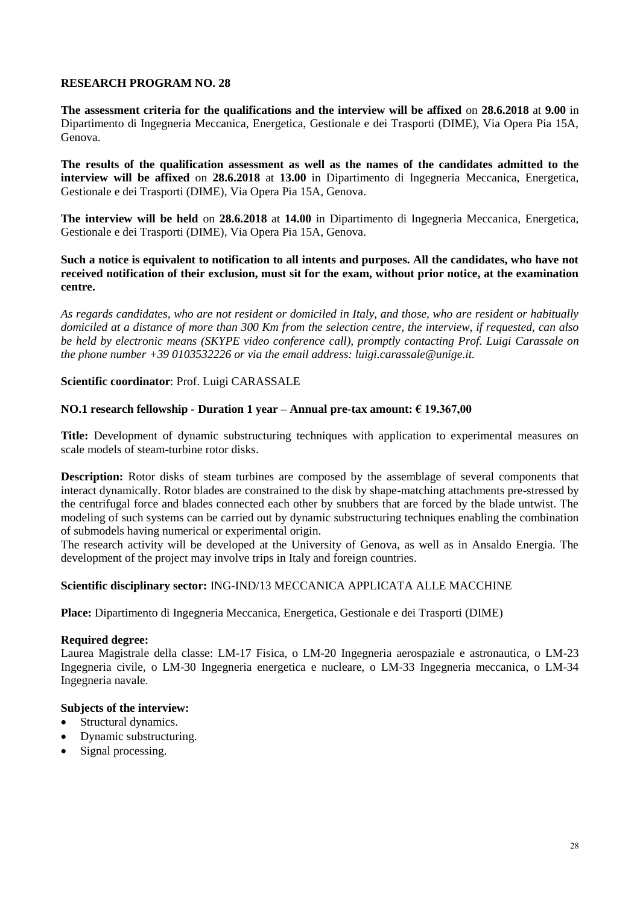**RESEARCH PROGRAM NO. 28**

**The assessment criteria for the qualifications and the interview will be affixed** on **28.6.2018** at **9.00** in Dipartimento di Ingegneria Meccanica, Energetica, Gestionale e dei Trasporti (DIME), Via Opera Pia 15A, Genova.

**The results of the qualification assessment as well as the names of the candidates admitted to the interview will be affixed** on **28.6.2018** at **13.00** in Dipartimento di Ingegneria Meccanica, Energetica, Gestionale e dei Trasporti (DIME), Via Opera Pia 15A, Genova.

**The interview will be held** on **28.6.2018** at **14.00** in Dipartimento di Ingegneria Meccanica, Energetica, Gestionale e dei Trasporti (DIME), Via Opera Pia 15A, Genova.

**Such a notice is equivalent to notification to all intents and purposes. All the candidates, who have not received notification of their exclusion, must sit for the exam, without prior notice, at the examination centre.**

*As regards candidates, who are not resident or domiciled in Italy, and those, who are resident or habitually domiciled at a distance of more than 300 Km from the selection centre, the interview, if requested, can also be held by electronic means (SKYPE video conference call), promptly contacting Prof. Luigi Carassale on the phone number +39 0103532226 or via the email address: luigi.carassale@unige.it.*

**Scientific coordinator**: Prof. Luigi CARASSALE

**NO.1 research fellowship - Duration 1 year – Annual pre-tax amount: € 19.367,00**

**Title:** Development of dynamic substructuring techniques with application to experimental measures on scale models of steam-turbine rotor disks.

**Description:** Rotor disks of steam turbines are composed by the assemblage of several components that interact dynamically. Rotor blades are constrained to the disk by shape-matching attachments pre-stressed by the centrifugal force and blades connected each other by snubbers that are forced by the blade untwist. The modeling of such systems can be carried out by dynamic substructuring techniques enabling the combination of submodels having numerical or experimental origin.
The research activity will be developed at the University of Genova, as well as in Ansaldo Energia. The development of the project may involve trips in Italy and foreign countries.

**Scientific disciplinary sector:** ING-IND/13 MECCANICA APPLICATA ALLE MACCHINE

**Place:** Dipartimento di Ingegneria Meccanica, Energetica, Gestionale e dei Trasporti (DIME)

**Required degree:**
Laurea Magistrale della classe: LM-17 Fisica, o LM-20 Ingegneria aerospaziale e astronautica, o LM-23 Ingegneria civile, o LM-30 Ingegneria energetica e nucleare, o LM-33 Ingegneria meccanica, o LM-34 Ingegneria navale.

**Subjects of the interview:**

- Structural dynamics.
- Dynamic substructuring.
- Signal processing.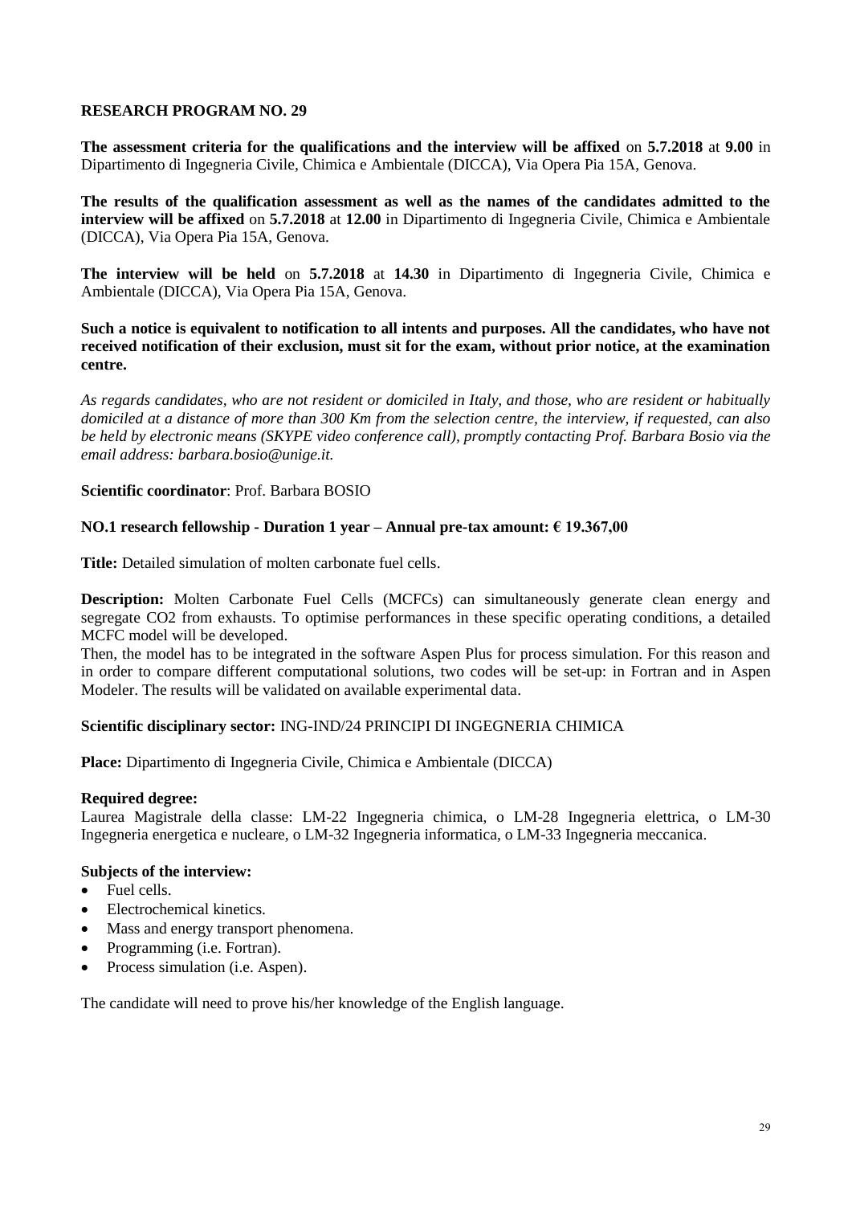**RESEARCH PROGRAM NO. 29**

**The assessment criteria for the qualifications and the interview will be affixed** on **5.7.2018** at **9.00** in Dipartimento di Ingegneria Civile, Chimica e Ambientale (DICCA), Via Opera Pia 15A, Genova.

**The results of the qualification assessment as well as the names of the candidates admitted to the interview will be affixed** on **5.7.2018** at **12.00** in Dipartimento di Ingegneria Civile, Chimica e Ambientale (DICCA), Via Opera Pia 15A, Genova.

**The interview will be held** on **5.7.2018** at **14.30** in Dipartimento di Ingegneria Civile, Chimica e Ambientale (DICCA), Via Opera Pia 15A, Genova.

**Such a notice is equivalent to notification to all intents and purposes. All the candidates, who have not received notification of their exclusion, must sit for the exam, without prior notice, at the examination centre.**

*As regards candidates, who are not resident or domiciled in Italy, and those, who are resident or habitually domiciled at a distance of more than 300 Km from the selection centre, the interview, if requested, can also be held by electronic means (SKYPE video conference call), promptly contacting Prof. Barbara Bosio via the email address: barbara.bosio@unige.it.*

**Scientific coordinator**: Prof. Barbara BOSIO

**NO.1 research fellowship - Duration 1 year – Annual pre-tax amount: € 19.367,00**

**Title:** Detailed simulation of molten carbonate fuel cells.

**Description:** Molten Carbonate Fuel Cells (MCFCs) can simultaneously generate clean energy and segregate $CO_2$ from exhausts. To optimise performances in these specific operating conditions, a detailed MCFC model will be developed.
Then, the model has to be integrated in the software Aspen Plus for process simulation. For this reason and in order to compare different computational solutions, two codes will be set-up: in Fortran and in Aspen Modeler. The results will be validated on available experimental data.

**Scientific disciplinary sector:** ING-IND/24 PRINCIPI DI INGEGNERIA CHIMICA

**Place:** Dipartimento di Ingegneria Civile, Chimica e Ambientale (DICCA)

**Required degree:**
Laurea Magistrale della classe: LM-22 Ingegneria chimica, o LM-28 Ingegneria elettrica, o LM-30 Ingegneria energetica e nucleare, o LM-32 Ingegneria informatica, o LM-33 Ingegneria meccanica.

**Subjects of the interview:**

- Fuel cells.
- Electrochemical kinetics.
- Mass and energy transport phenomena.
- Programming (i.e. Fortran).
- Process simulation (i.e. Aspen).

The candidate will need to prove his/her knowledge of the English language.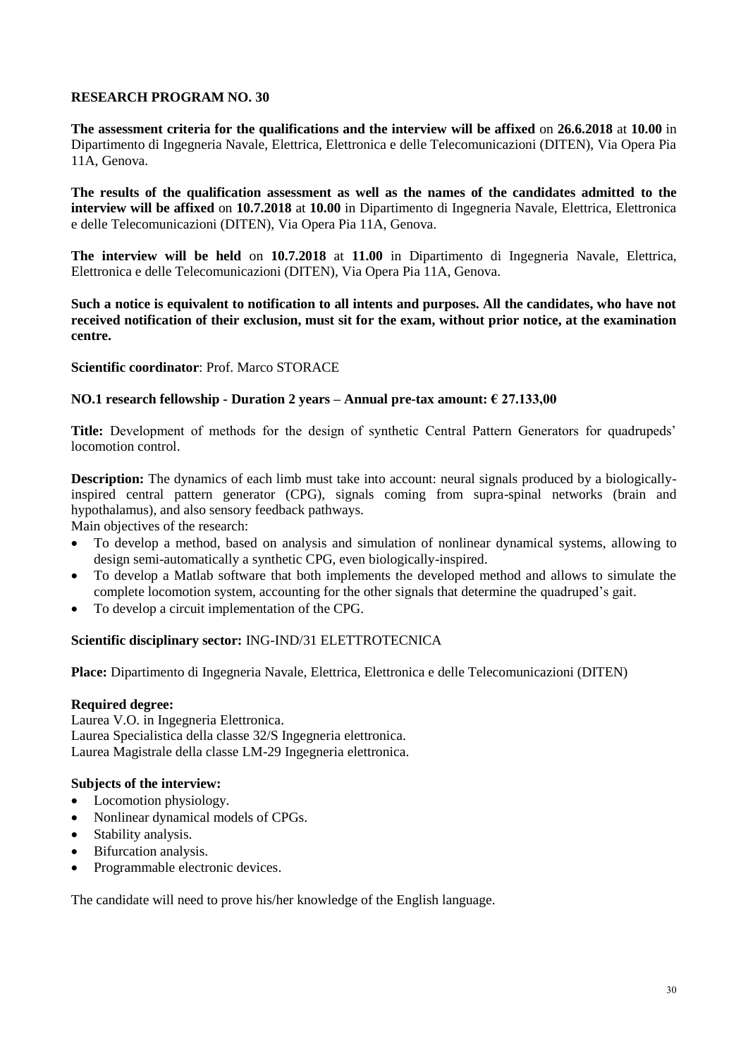**RESEARCH PROGRAM NO. 30**

**The assessment criteria for the qualifications and the interview will be affixed** on **26.6.2018** at **10.00** in Dipartimento di Ingegneria Navale, Elettrica, Elettronica e delle Telecomunicazioni (DITEN), Via Opera Pia 11A, Genova.

**The results of the qualification assessment as well as the names of the candidates admitted to the interview will be affixed** on **10.7.2018** at **10.00** in Dipartimento di Ingegneria Navale, Elettrica, Elettronica e delle Telecomunicazioni (DITEN), Via Opera Pia 11A, Genova.

**The interview will be held** on **10.7.2018** at **11.00** in Dipartimento di Ingegneria Navale, Elettrica, Elettronica e delle Telecomunicazioni (DITEN), Via Opera Pia 11A, Genova.

**Such a notice is equivalent to notification to all intents and purposes. All the candidates, who have not received notification of their exclusion, must sit for the exam, without prior notice, at the examination centre.**

**Scientific coordinator**: Prof. Marco STORACE

**NO.1 research fellowship - Duration 2 years – Annual pre-tax amount: € 27.133,00**

**Title:** Development of methods for the design of synthetic Central Pattern Generators for quadrupeds' locomotion control.

**Description:** The dynamics of each limb must take into account: neural signals produced by a biologically-inspired central pattern generator (CPG), signals coming from supra-spinal networks (brain and hypothalamus), and also sensory feedback pathways.
Main objectives of the research:

- To develop a method, based on analysis and simulation of nonlinear dynamical systems, allowing to design semi-automatically a synthetic CPG, even biologically-inspired.
- To develop a Matlab software that both implements the developed method and allows to simulate the complete locomotion system, accounting for the other signals that determine the quadruped's gait.
- To develop a circuit implementation of the CPG.

**Scientific disciplinary sector:** ING-IND/31 ELETTROTECNICA

**Place:** Dipartimento di Ingegneria Navale, Elettrica, Elettronica e delle Telecomunicazioni (DITEN)

**Required degree:**
Laurea V.O. in Ingegneria Elettronica.
Laurea Specialistica della classe 32/S Ingegneria elettronica.
Laurea Magistrale della classe LM-29 Ingegneria elettronica.

**Subjects of the interview:**

- Locomotion physiology.
- Nonlinear dynamical models of CPGs.
- Stability analysis.
- Bifurcation analysis.
- Programmable electronic devices.

The candidate will need to prove his/her knowledge of the English language.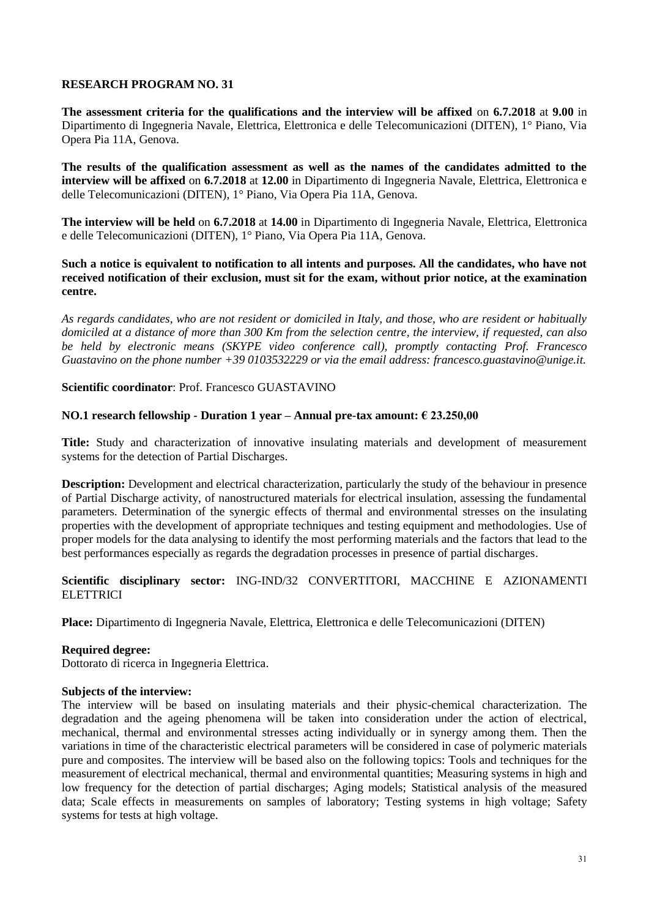## RESEARCH PROGRAM NO. 31

**The assessment criteria for the qualifications and the interview will be affixed** on **6.7.2018** at **9.00** in Dipartimento di Ingegneria Navale, Elettrica, Elettronica e delle Telecomunicazioni (DITEN), 1° Piano, Via Opera Pia 11A, Genova.

**The results of the qualification assessment as well as the names of the candidates admitted to the interview will be affixed** on **6.7.2018** at **12.00** in Dipartimento di Ingegneria Navale, Elettrica, Elettronica e delle Telecomunicazioni (DITEN), 1° Piano, Via Opera Pia 11A, Genova.

**The interview will be held** on **6.7.2018** at **14.00** in Dipartimento di Ingegneria Navale, Elettrica, Elettronica e delle Telecomunicazioni (DITEN), 1° Piano, Via Opera Pia 11A, Genova.

**Such a notice is equivalent to notification to all intents and purposes. All the candidates, who have not received notification of their exclusion, must sit for the exam, without prior notice, at the examination centre.**

*As regards candidates, who are not resident or domiciled in Italy, and those, who are resident or habitually domiciled at a distance of more than 300 Km from the selection centre, the interview, if requested, can also be held by electronic means (SKYPE video conference call), promptly contacting Prof. Francesco Guastavino on the phone number +39 0103532229 or via the email address: francesco.guastavino@unige.it.*

**Scientific coordinator**: Prof. Francesco GUASTAVINO

**NO.1 research fellowship - Duration 1 year – Annual pre-tax amount: € 23.250,00**

**Title:** Study and characterization of innovative insulating materials and development of measurement systems for the detection of Partial Discharges.

**Description:** Development and electrical characterization, particularly the study of the behaviour in presence of Partial Discharge activity, of nanostructured materials for electrical insulation, assessing the fundamental parameters. Determination of the synergic effects of thermal and environmental stresses on the insulating properties with the development of appropriate techniques and testing equipment and methodologies. Use of proper models for the data analysing to identify the most performing materials and the factors that lead to the best performances especially as regards the degradation processes in presence of partial discharges.

**Scientific disciplinary sector:** ING-IND/32 CONVERTITORI, MACCHINE E AZIONAMENTI ELETTRICI

**Place:** Dipartimento di Ingegneria Navale, Elettrica, Elettronica e delle Telecomunicazioni (DITEN)

**Required degree:**
Dottorato di ricerca in Ingegneria Elettrica.

**Subjects of the interview:**
The interview will be based on insulating materials and their physic-chemical characterization. The degradation and the ageing phenomena will be taken into consideration under the action of electrical, mechanical, thermal and environmental stresses acting individually or in synergy among them. Then the variations in time of the characteristic electrical parameters will be considered in case of polymeric materials pure and composites. The interview will be based also on the following topics: Tools and techniques for the measurement of electrical mechanical, thermal and environmental quantities; Measuring systems in high and low frequency for the detection of partial discharges; Aging models; Statistical analysis of the measured data; Scale effects in measurements on samples of laboratory; Testing systems in high voltage; Safety systems for tests at high voltage.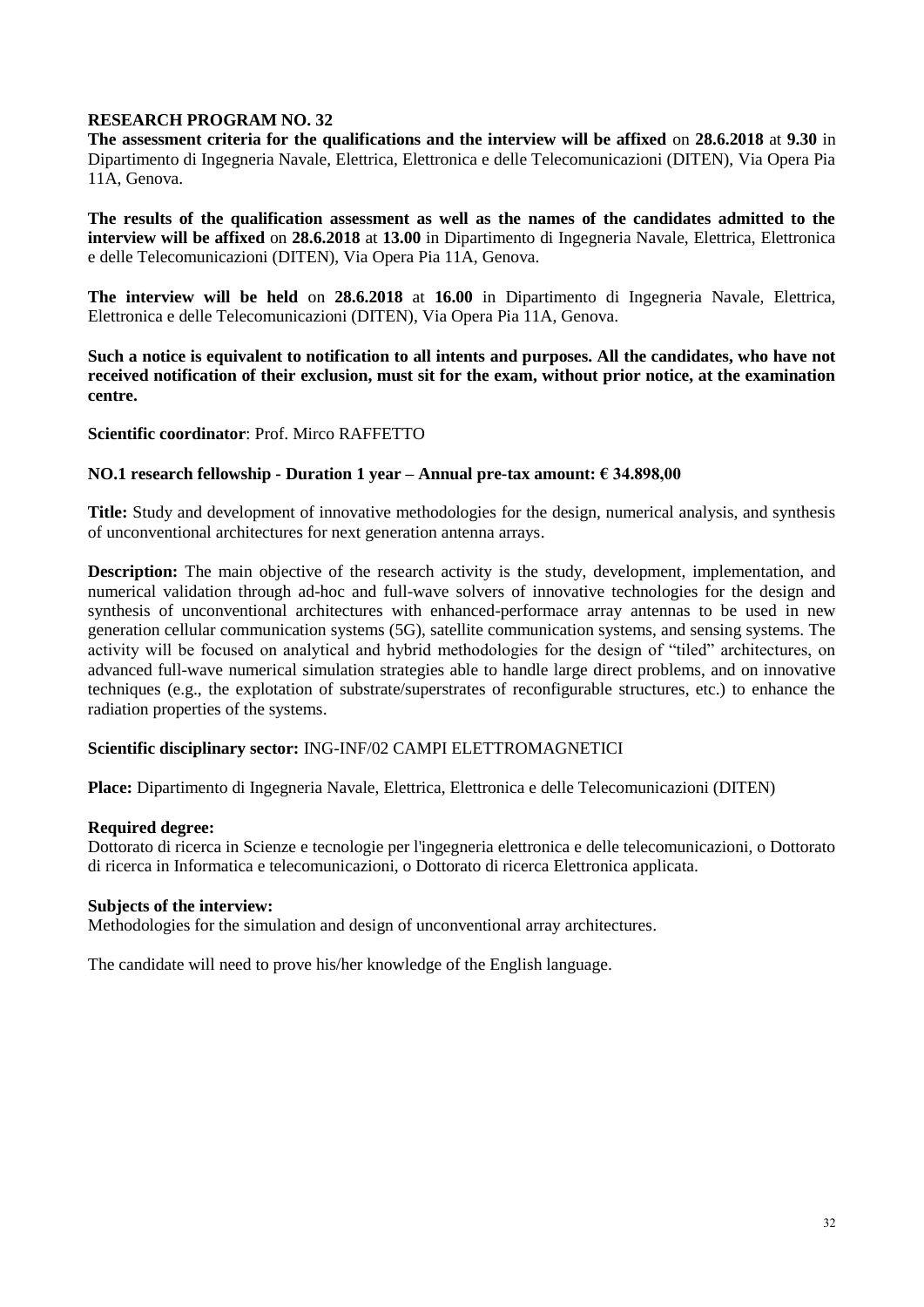**RESEARCH PROGRAM NO. 32**

**The assessment criteria for the qualifications and the interview will be affixed** on **28.6.2018** at **9.30** in Dipartimento di Ingegneria Navale, Elettrica, Elettronica e delle Telecomunicazioni (DITEN), Via Opera Pia 11A, Genova.

**The results of the qualification assessment as well as the names of the candidates admitted to the interview will be affixed** on **28.6.2018** at **13.00** in Dipartimento di Ingegneria Navale, Elettrica, Elettronica e delle Telecomunicazioni (DITEN), Via Opera Pia 11A, Genova.

**The interview will be held** on **28.6.2018** at **16.00** in Dipartimento di Ingegneria Navale, Elettrica, Elettronica e delle Telecomunicazioni (DITEN), Via Opera Pia 11A, Genova.

**Such a notice is equivalent to notification to all intents and purposes. All the candidates, who have not received notification of their exclusion, must sit for the exam, without prior notice, at the examination centre.**

**Scientific coordinator**: Prof. Mirco RAFFETTO

**NO.1 research fellowship - Duration 1 year – Annual pre-tax amount: € 34.898,00**

**Title:** Study and development of innovative methodologies for the design, numerical analysis, and synthesis of unconventional architectures for next generation antenna arrays.

**Description:** The main objective of the research activity is the study, development, implementation, and numerical validation through ad-hoc and full-wave solvers of innovative technologies for the design and synthesis of unconventional architectures with enhanced-performace array antennas to be used in new generation cellular communication systems (5G), satellite communication systems, and sensing systems. The activity will be focused on analytical and hybrid methodologies for the design of "tiled" architectures, on advanced full-wave numerical simulation strategies able to handle large direct problems, and on innovative techniques (e.g., the explotation of substrate/superstrates of reconfigurable structures, etc.) to enhance the radiation properties of the systems.

**Scientific disciplinary sector:** ING-INF/02 CAMPI ELETTROMAGNETICI

**Place:** Dipartimento di Ingegneria Navale, Elettrica, Elettronica e delle Telecomunicazioni (DITEN)

**Required degree:**

Dottorato di ricerca in Scienze e tecnologie per l'ingegneria elettronica e delle telecomunicazioni, o Dottorato di ricerca in Informatica e telecomunicazioni, o Dottorato di ricerca Elettronica applicata.

**Subjects of the interview:**

Methodologies for the simulation and design of unconventional array architectures.

The candidate will need to prove his/her knowledge of the English language.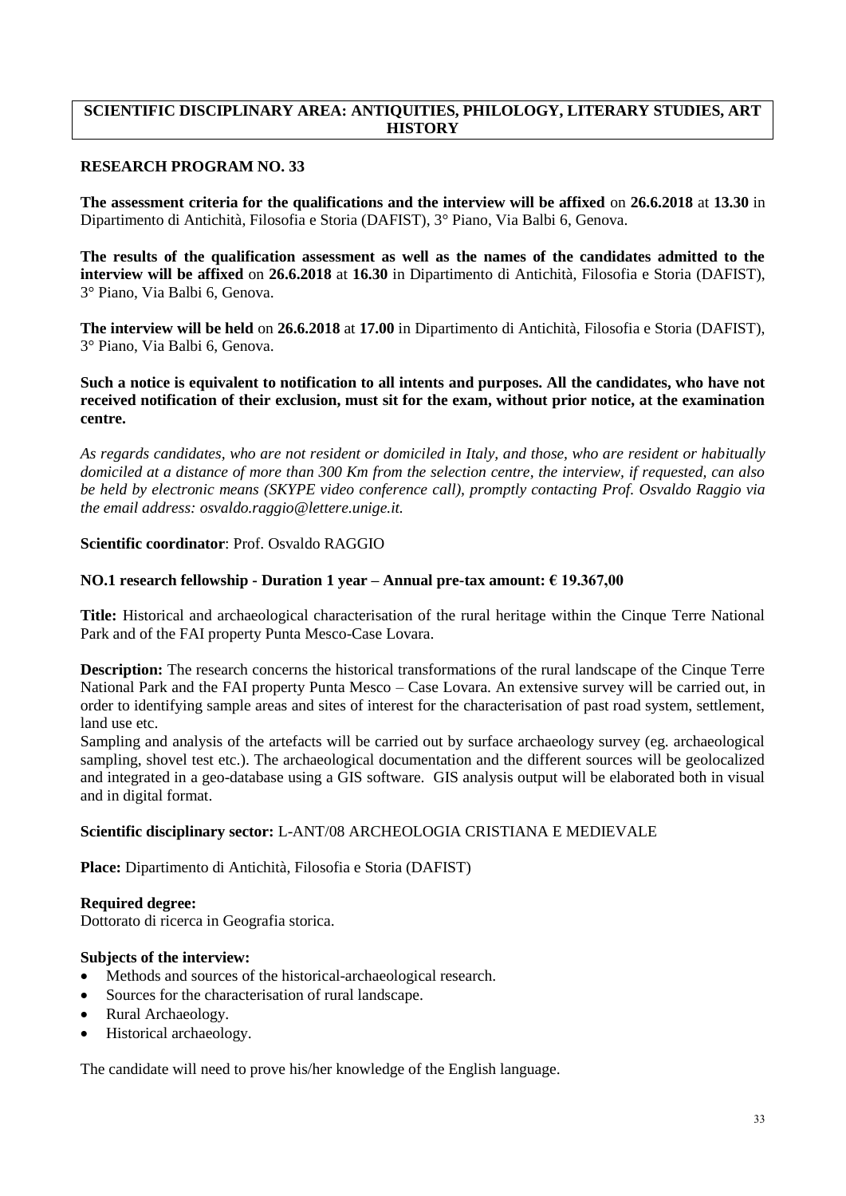## SCIENTIFIC DISCIPLINARY AREA: ANTIQUITIES, PHILOLOGY, LITERARY STUDIES, ART HISTORY

### RESEARCH PROGRAM NO. 33

**The assessment criteria for the qualifications and the interview will be affixed** on **26.6.2018** at **13.30** in Dipartimento di Antichità, Filosofia e Storia (DAFIST), 3° Piano, Via Balbi 6, Genova.

**The results of the qualification assessment as well as the names of the candidates admitted to the interview will be affixed** on **26.6.2018** at **16.30** in Dipartimento di Antichità, Filosofia e Storia (DAFIST), 3° Piano, Via Balbi 6, Genova.

**The interview will be held** on **26.6.2018** at **17.00** in Dipartimento di Antichità, Filosofia e Storia (DAFIST), 3° Piano, Via Balbi 6, Genova.

**Such a notice is equivalent to notification to all intents and purposes. All the candidates, who have not received notification of their exclusion, must sit for the exam, without prior notice, at the examination centre.**

*As regards candidates, who are not resident or domiciled in Italy, and those, who are resident or habitually domiciled at a distance of more than 300 Km from the selection centre, the interview, if requested, can also be held by electronic means (SKYPE video conference call), promptly contacting Prof. Osvaldo Raggio via the email address: osvaldo.raggio@lettere.unige.it.*

**Scientific coordinator**: Prof. Osvaldo RAGGIO

**NO.1 research fellowship - Duration 1 year – Annual pre-tax amount: € 19.367,00**

**Title:** Historical and archaeological characterisation of the rural heritage within the Cinque Terre National Park and of the FAI property Punta Mesco-Case Lovara.

**Description:** The research concerns the historical transformations of the rural landscape of the Cinque Terre National Park and the FAI property Punta Mesco – Case Lovara. An extensive survey will be carried out, in order to identifying sample areas and sites of interest for the characterisation of past road system, settlement, land use etc.
Sampling and analysis of the artefacts will be carried out by surface archaeology survey (eg. archaeological sampling, shovel test etc.). The archaeological documentation and the different sources will be geolocalized and integrated in a geo-database using a GIS software. GIS analysis output will be elaborated both in visual and in digital format.

**Scientific disciplinary sector:** L-ANT/08 ARCHEOLOGIA CRISTIANA E MEDIEVALE

**Place:** Dipartimento di Antichità, Filosofia e Storia (DAFIST)

**Required degree:**
Dottorato di ricerca in Geografia storica.

**Subjects of the interview:**

- Methods and sources of the historical-archaeological research.
- Sources for the characterisation of rural landscape.
- Rural Archaeology.
- Historical archaeology.

The candidate will need to prove his/her knowledge of the English language.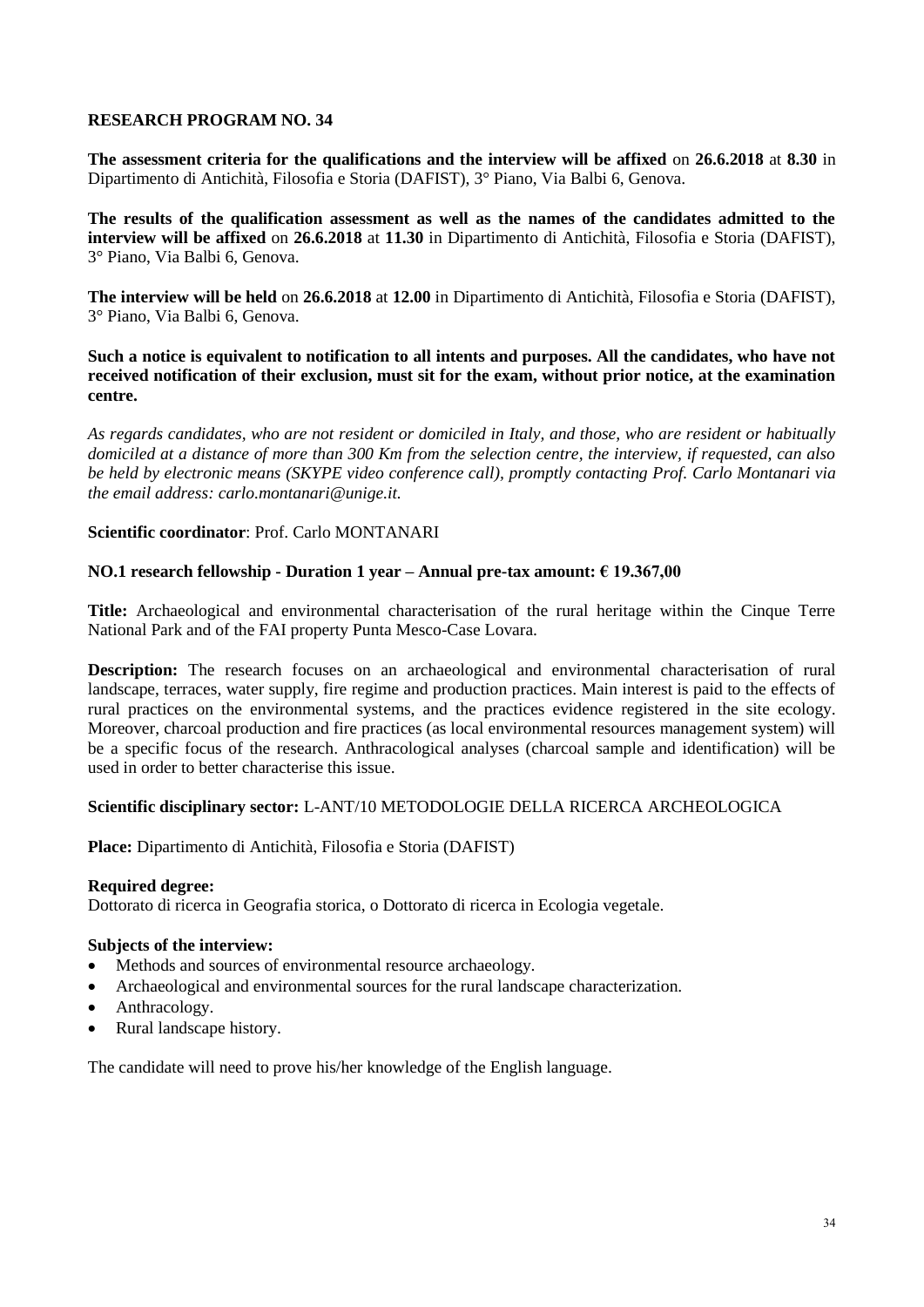**RESEARCH PROGRAM NO. 34**

**The assessment criteria for the qualifications and the interview will be affixed** on **26.6.2018** at **8.30** in Dipartimento di Antichità, Filosofia e Storia (DAFIST), 3° Piano, Via Balbi 6, Genova.

**The results of the qualification assessment as well as the names of the candidates admitted to the interview will be affixed** on **26.6.2018** at **11.30** in Dipartimento di Antichità, Filosofia e Storia (DAFIST), 3° Piano, Via Balbi 6, Genova.

**The interview will be held** on **26.6.2018** at **12.00** in Dipartimento di Antichità, Filosofia e Storia (DAFIST), 3° Piano, Via Balbi 6, Genova.

**Such a notice is equivalent to notification to all intents and purposes. All the candidates, who have not received notification of their exclusion, must sit for the exam, without prior notice, at the examination centre.**

*As regards candidates, who are not resident or domiciled in Italy, and those, who are resident or habitually domiciled at a distance of more than 300 Km from the selection centre, the interview, if requested, can also be held by electronic means (SKYPE video conference call), promptly contacting Prof. Carlo Montanari via the email address: carlo.montanari@unige.it.*

**Scientific coordinator**: Prof. Carlo MONTANARI

**NO.1 research fellowship - Duration 1 year – Annual pre-tax amount: € 19.367,00**

**Title:** Archaeological and environmental characterisation of the rural heritage within the Cinque Terre National Park and of the FAI property Punta Mesco-Case Lovara.

**Description:** The research focuses on an archaeological and environmental characterisation of rural landscape, terraces, water supply, fire regime and production practices. Main interest is paid to the effects of rural practices on the environmental systems, and the practices evidence registered in the site ecology. Moreover, charcoal production and fire practices (as local environmental resources management system) will be a specific focus of the research. Anthracological analyses (charcoal sample and identification) will be used in order to better characterise this issue.

**Scientific disciplinary sector:** L-ANT/10 METODOLOGIE DELLA RICERCA ARCHEOLOGICA

**Place:** Dipartimento di Antichità, Filosofia e Storia (DAFIST)

**Required degree:**
Dottorato di ricerca in Geografia storica, o Dottorato di ricerca in Ecologia vegetale.

**Subjects of the interview:**

- Methods and sources of environmental resource archaeology.
- Archaeological and environmental sources for the rural landscape characterization.
- Anthracology.
- Rural landscape history.

The candidate will need to prove his/her knowledge of the English language.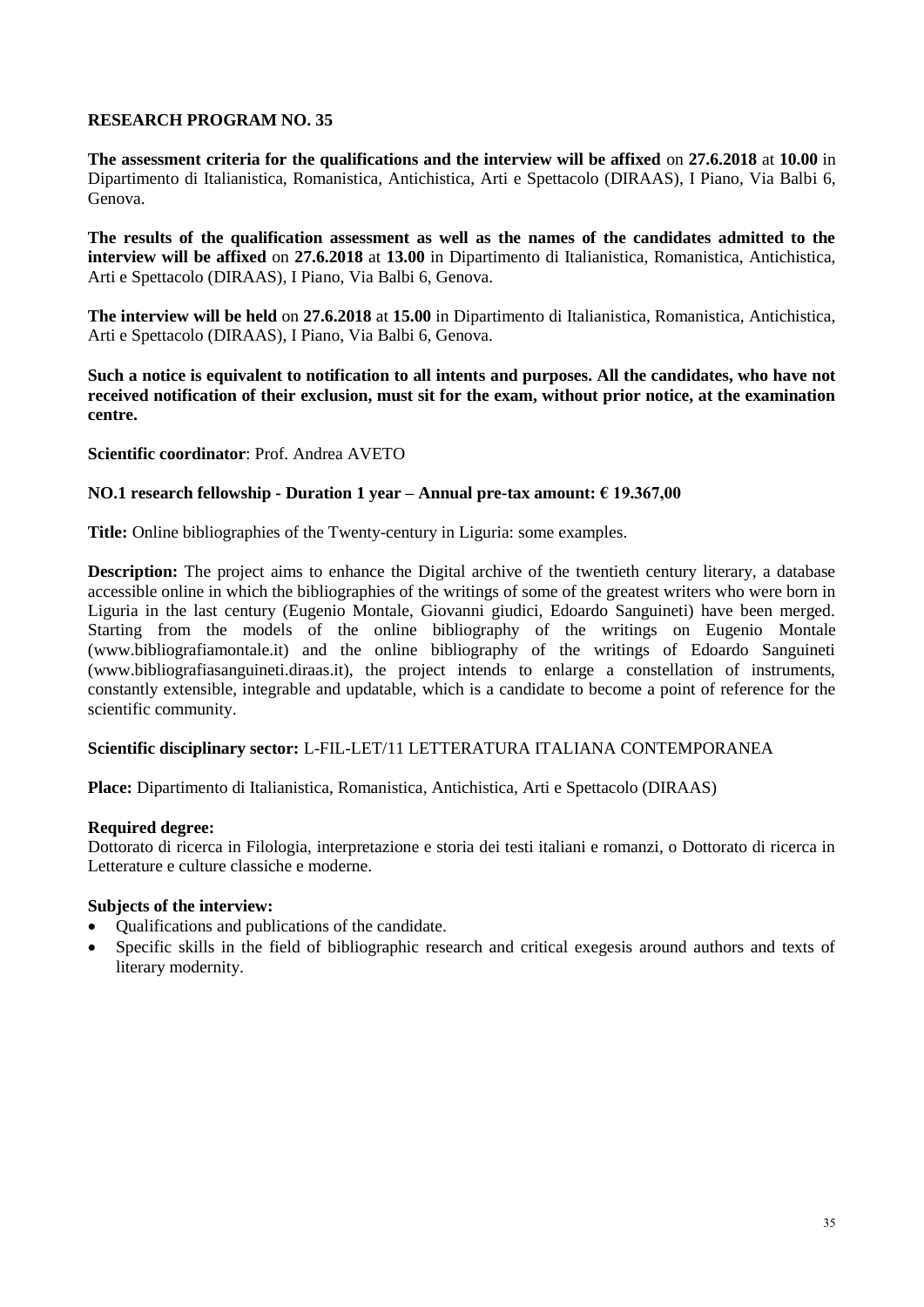## RESEARCH PROGRAM NO. 35

**The assessment criteria for the qualifications and the interview will be affixed** on **27.6.2018** at **10.00** in Dipartimento di Italianistica, Romanistica, Antichistica, Arti e Spettacolo (DIRAAS), I Piano, Via Balbi 6, Genova.

**The results of the qualification assessment as well as the names of the candidates admitted to the interview will be affixed** on **27.6.2018** at **13.00** in Dipartimento di Italianistica, Romanistica, Antichistica, Arti e Spettacolo (DIRAAS), I Piano, Via Balbi 6, Genova.

**The interview will be held** on **27.6.2018** at **15.00** in Dipartimento di Italianistica, Romanistica, Antichistica, Arti e Spettacolo (DIRAAS), I Piano, Via Balbi 6, Genova.

**Such a notice is equivalent to notification to all intents and purposes. All the candidates, who have not received notification of their exclusion, must sit for the exam, without prior notice, at the examination centre.**

**Scientific coordinator**: Prof. Andrea AVETO

**NO.1 research fellowship - Duration 1 year – Annual pre-tax amount: € 19.367,00**

**Title:** Online bibliographies of the Twenty-century in Liguria: some examples.

**Description:** The project aims to enhance the Digital archive of the twentieth century literary, a database accessible online in which the bibliographies of the writings of some of the greatest writers who were born in Liguria in the last century (Eugenio Montale, Giovanni giudici, Edoardo Sanguineti) have been merged. Starting from the models of the online bibliography of the writings on Eugenio Montale (www.bibliografiamontale.it) and the online bibliography of the writings of Edoardo Sanguineti (www.bibliografiasanguineti.diraas.it), the project intends to enlarge a constellation of instruments, constantly extensible, integrable and updatable, which is a candidate to become a point of reference for the scientific community.

**Scientific disciplinary sector:** L-FIL-LET/11 LETTERATURA ITALIANA CONTEMPORANEA

**Place:** Dipartimento di Italianistica, Romanistica, Antichistica, Arti e Spettacolo (DIRAAS)

**Required degree:**
Dottorato di ricerca in Filologia, interpretazione e storia dei testi italiani e romanzi, o Dottorato di ricerca in Letterature e culture classiche e moderne.

**Subjects of the interview:**
- Qualifications and publications of the candidate.
- Specific skills in the field of bibliographic research and critical exegesis around authors and texts of literary modernity.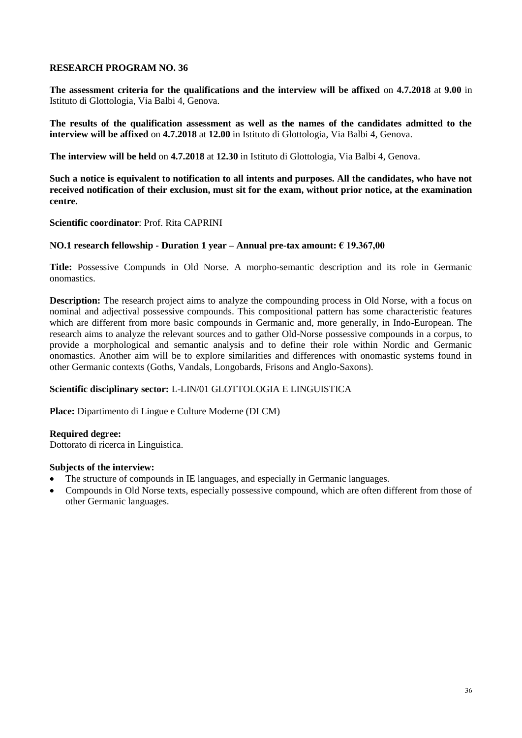## RESEARCH PROGRAM NO. 36

**The assessment criteria for the qualifications and the interview will be affixed** on **4.7.2018** at **9.00** in Istituto di Glottologia, Via Balbi 4, Genova.

**The results of the qualification assessment as well as the names of the candidates admitted to the interview will be affixed** on **4.7.2018** at **12.00** in Istituto di Glottologia, Via Balbi 4, Genova.

**The interview will be held** on **4.7.2018** at **12.30** in Istituto di Glottologia, Via Balbi 4, Genova.

**Such a notice is equivalent to notification to all intents and purposes. All the candidates, who have not received notification of their exclusion, must sit for the exam, without prior notice, at the examination centre.**

**Scientific coordinator**: Prof. Rita CAPRINI

**NO.1 research fellowship - Duration 1 year – Annual pre-tax amount: € 19.367,00**

**Title:** Possessive Compunds in Old Norse. A morpho-semantic description and its role in Germanic onomastics.

**Description:** The research project aims to analyze the compounding process in Old Norse, with a focus on nominal and adjectival possessive compounds. This compositional pattern has some characteristic features which are different from more basic compounds in Germanic and, more generally, in Indo-European. The research aims to analyze the relevant sources and to gather Old-Norse possessive compounds in a corpus, to provide a morphological and semantic analysis and to define their role within Nordic and Germanic onomastics. Another aim will be to explore similarities and differences with onomastic systems found in other Germanic contexts (Goths, Vandals, Longobards, Frisons and Anglo-Saxons).

**Scientific disciplinary sector:** L-LIN/01 GLOTTOLOGIA E LINGUISTICA

**Place:** Dipartimento di Lingue e Culture Moderne (DLCM)

**Required degree:**
Dottorato di ricerca in Linguistica.

**Subjects of the interview:**

- The structure of compounds in IE languages, and especially in Germanic languages.
- Compounds in Old Norse texts, especially possessive compound, which are often different from those of other Germanic languages.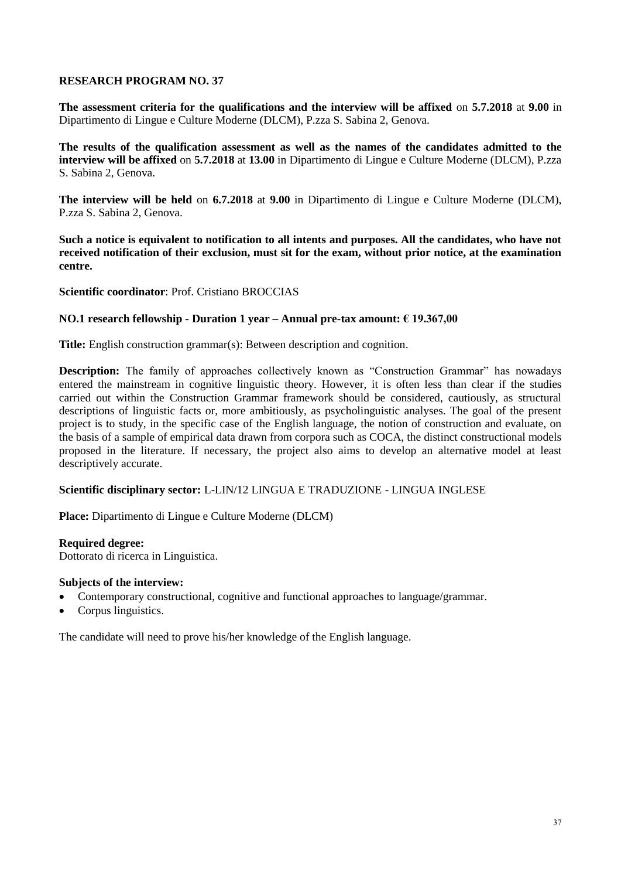## RESEARCH PROGRAM NO. 37

**The assessment criteria for the qualifications and the interview will be affixed** on **5.7.2018** at **9.00** in Dipartimento di Lingue e Culture Moderne (DLCM), P.zza S. Sabina 2, Genova.

**The results of the qualification assessment as well as the names of the candidates admitted to the interview will be affixed** on **5.7.2018** at **13.00** in Dipartimento di Lingue e Culture Moderne (DLCM), P.zza S. Sabina 2, Genova.

**The interview will be held** on **6.7.2018** at **9.00** in Dipartimento di Lingue e Culture Moderne (DLCM), P.zza S. Sabina 2, Genova.

**Such a notice is equivalent to notification to all intents and purposes. All the candidates, who have not received notification of their exclusion, must sit for the exam, without prior notice, at the examination centre.**

**Scientific coordinator**: Prof. Cristiano BROCCIAS

**NO.1 research fellowship - Duration 1 year – Annual pre-tax amount: € 19.367,00**

**Title:** English construction grammar(s): Between description and cognition.

**Description:** The family of approaches collectively known as "Construction Grammar" has nowadays entered the mainstream in cognitive linguistic theory. However, it is often less than clear if the studies carried out within the Construction Grammar framework should be considered, cautiously, as structural descriptions of linguistic facts or, more ambitiously, as psycholinguistic analyses. The goal of the present project is to study, in the specific case of the English language, the notion of construction and evaluate, on the basis of a sample of empirical data drawn from corpora such as COCA, the distinct constructional models proposed in the literature. If necessary, the project also aims to develop an alternative model at least descriptively accurate.

**Scientific disciplinary sector:** L-LIN/12 LINGUA E TRADUZIONE - LINGUA INGLESE

**Place:** Dipartimento di Lingue e Culture Moderne (DLCM)

**Required degree:**
Dottorato di ricerca in Linguistica.

**Subjects of the interview:**

- Contemporary constructional, cognitive and functional approaches to language/grammar.
- Corpus linguistics.

The candidate will need to prove his/her knowledge of the English language.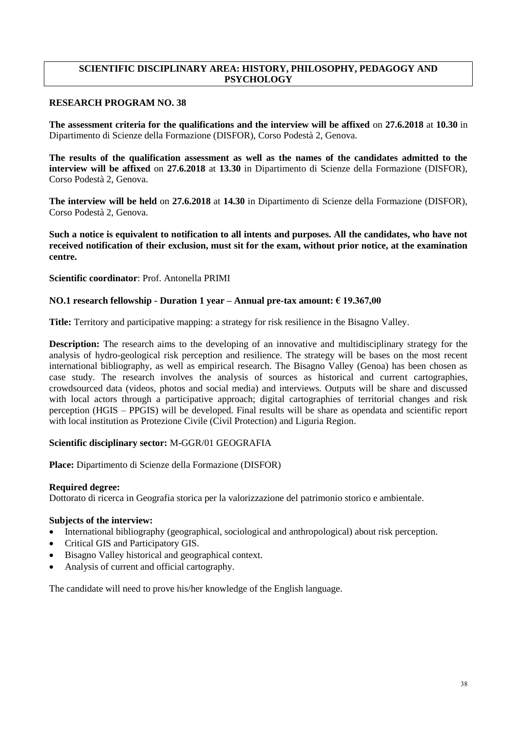## SCIENTIFIC DISCIPLINARY AREA: HISTORY, PHILOSOPHY, PEDAGOGY AND PSYCHOLOGY

### RESEARCH PROGRAM NO. 38

**The assessment criteria for the qualifications and the interview will be affixed** on **27.6.2018** at **10.30** in Dipartimento di Scienze della Formazione (DISFOR), Corso Podestà 2, Genova.

**The results of the qualification assessment as well as the names of the candidates admitted to the interview will be affixed** on **27.6.2018** at **13.30** in Dipartimento di Scienze della Formazione (DISFOR), Corso Podestà 2, Genova.

**The interview will be held** on **27.6.2018** at **14.30** in Dipartimento di Scienze della Formazione (DISFOR), Corso Podestà 2, Genova.

**Such a notice is equivalent to notification to all intents and purposes. All the candidates, who have not received notification of their exclusion, must sit for the exam, without prior notice, at the examination centre.**

**Scientific coordinator**: Prof. Antonella PRIMI

**NO.1 research fellowship - Duration 1 year – Annual pre-tax amount: € 19.367,00**

**Title:** Territory and participative mapping: a strategy for risk resilience in the Bisagno Valley.

**Description:** The research aims to the developing of an innovative and multidisciplinary strategy for the analysis of hydro-geological risk perception and resilience. The strategy will be bases on the most recent international bibliography, as well as empirical research. The Bisagno Valley (Genoa) has been chosen as case study. The research involves the analysis of sources as historical and current cartographies, crowdsourced data (videos, photos and social media) and interviews. Outputs will be share and discussed with local actors through a participative approach; digital cartographies of territorial changes and risk perception (HGIS – PPGIS) will be developed. Final results will be share as opendata and scientific report with local institution as Protezione Civile (Civil Protection) and Liguria Region.

**Scientific disciplinary sector:** M-GGR/01 GEOGRAFIA

**Place:** Dipartimento di Scienze della Formazione (DISFOR)

**Required degree:**
Dottorato di ricerca in Geografia storica per la valorizzazione del patrimonio storico e ambientale.

**Subjects of the interview:**

- International bibliography (geographical, sociological and anthropological) about risk perception.
- Critical GIS and Participatory GIS.
- Bisagno Valley historical and geographical context.
- Analysis of current and official cartography.

The candidate will need to prove his/her knowledge of the English language.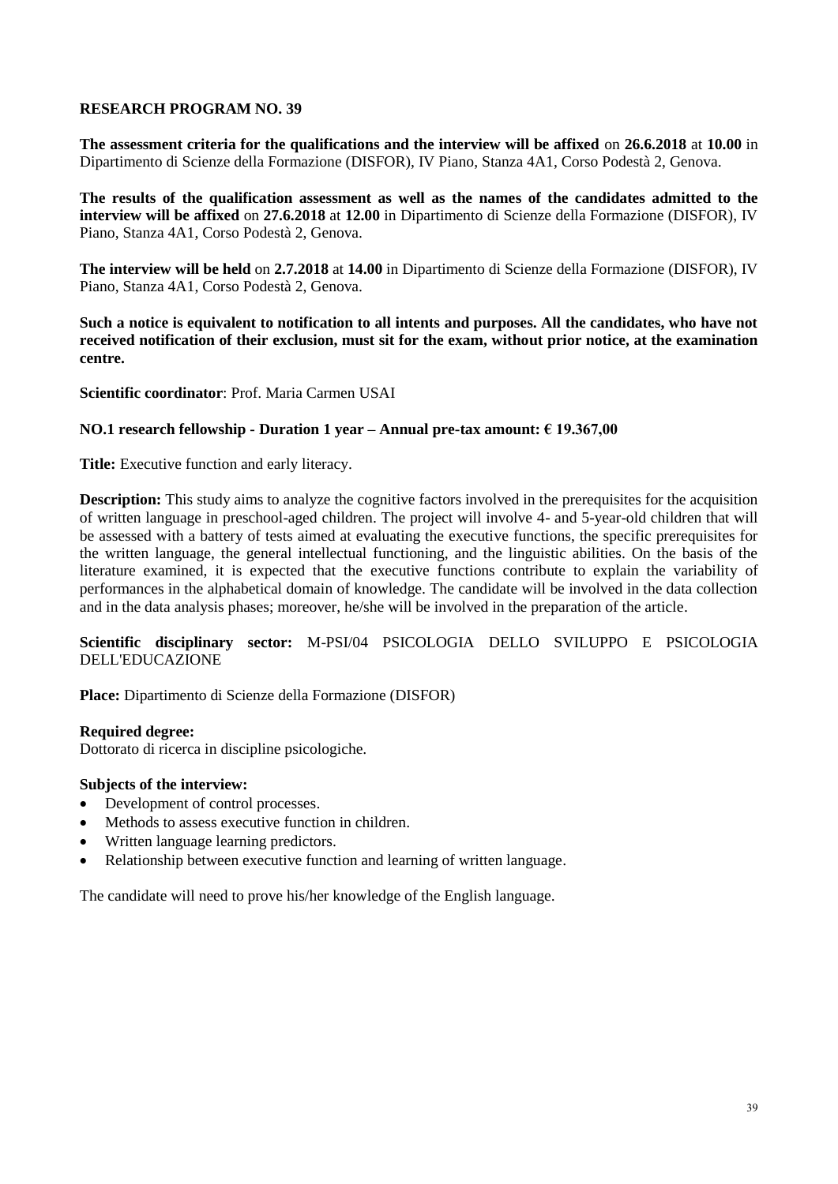**RESEARCH PROGRAM NO. 39**

**The assessment criteria for the qualifications and the interview will be affixed** on **26.6.2018** at **10.00** in Dipartimento di Scienze della Formazione (DISFOR), IV Piano, Stanza 4A1, Corso Podestà 2, Genova.

**The results of the qualification assessment as well as the names of the candidates admitted to the interview will be affixed** on **27.6.2018** at **12.00** in Dipartimento di Scienze della Formazione (DISFOR), IV Piano, Stanza 4A1, Corso Podestà 2, Genova.

**The interview will be held** on **2.7.2018** at **14.00** in Dipartimento di Scienze della Formazione (DISFOR), IV Piano, Stanza 4A1, Corso Podestà 2, Genova.

**Such a notice is equivalent to notification to all intents and purposes. All the candidates, who have not received notification of their exclusion, must sit for the exam, without prior notice, at the examination centre.**

**Scientific coordinator**: Prof. Maria Carmen USAI

**NO.1 research fellowship - Duration 1 year – Annual pre-tax amount: € 19.367,00**

**Title:** Executive function and early literacy.

**Description:** This study aims to analyze the cognitive factors involved in the prerequisites for the acquisition of written language in preschool-aged children. The project will involve 4- and 5-year-old children that will be assessed with a battery of tests aimed at evaluating the executive functions, the specific prerequisites for the written language, the general intellectual functioning, and the linguistic abilities. On the basis of the literature examined, it is expected that the executive functions contribute to explain the variability of performances in the alphabetical domain of knowledge. The candidate will be involved in the data collection and in the data analysis phases; moreover, he/she will be involved in the preparation of the article.

**Scientific disciplinary sector:** M-PSI/04 PSICOLOGIA DELLO SVILUPPO E PSICOLOGIA DELL'EDUCAZIONE

**Place:** Dipartimento di Scienze della Formazione (DISFOR)

**Required degree:**
Dottorato di ricerca in discipline psicologiche.

**Subjects of the interview:**

- Development of control processes.
- Methods to assess executive function in children.
- Written language learning predictors.
- Relationship between executive function and learning of written language.

The candidate will need to prove his/her knowledge of the English language.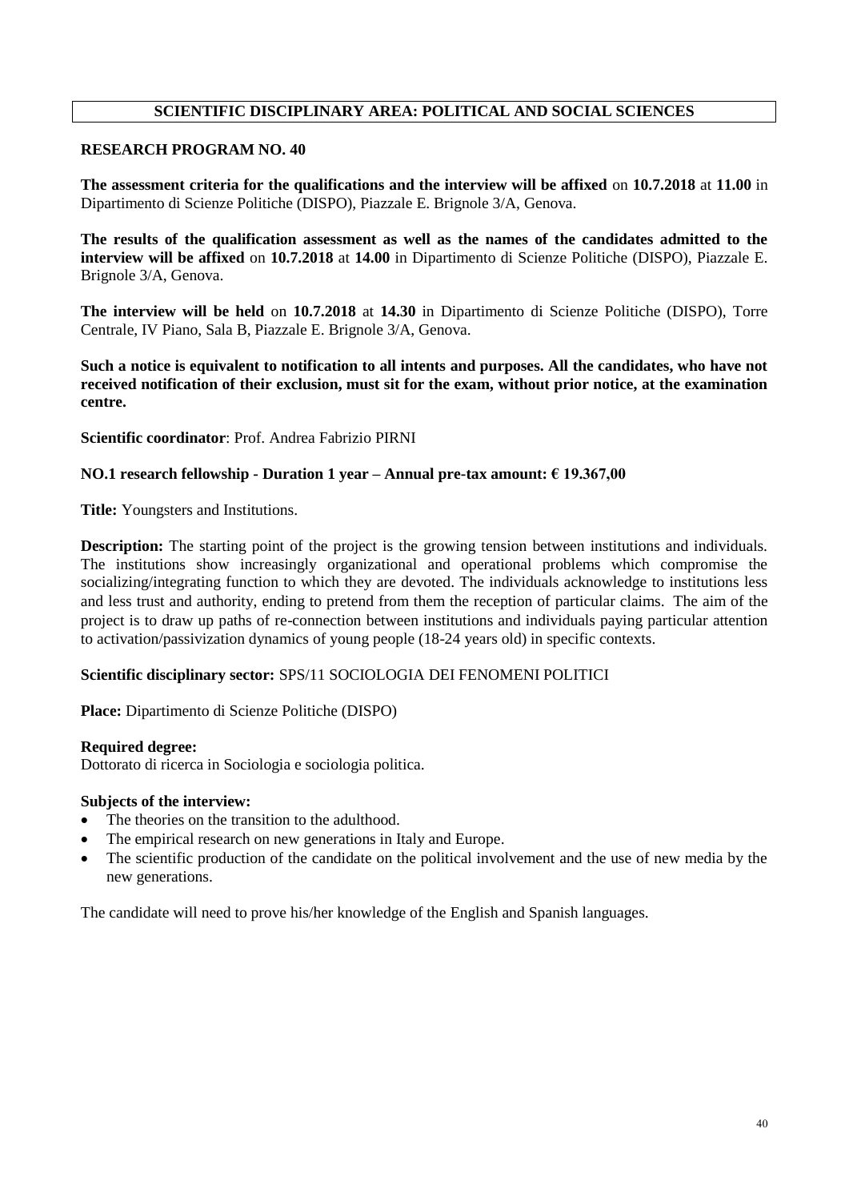## SCIENTIFIC DISCIPLINARY AREA: POLITICAL AND SOCIAL SCIENCES

### RESEARCH PROGRAM NO. 40

**The assessment criteria for the qualifications and the interview will be affixed** on **10.7.2018** at **11.00** in Dipartimento di Scienze Politiche (DISPO), Piazzale E. Brignole 3/A, Genova.

**The results of the qualification assessment as well as the names of the candidates admitted to the interview will be affixed** on **10.7.2018** at **14.00** in Dipartimento di Scienze Politiche (DISPO), Piazzale E. Brignole 3/A, Genova.

**The interview will be held** on **10.7.2018** at **14.30** in Dipartimento di Scienze Politiche (DISPO), Torre Centrale, IV Piano, Sala B, Piazzale E. Brignole 3/A, Genova.

**Such a notice is equivalent to notification to all intents and purposes. All the candidates, who have not received notification of their exclusion, must sit for the exam, without prior notice, at the examination centre.**

**Scientific coordinator**: Prof. Andrea Fabrizio PIRNI

**NO.1 research fellowship - Duration 1 year – Annual pre-tax amount: € 19.367,00**

**Title:** Youngsters and Institutions.

**Description:** The starting point of the project is the growing tension between institutions and individuals. The institutions show increasingly organizational and operational problems which compromise the socializing/integrating function to which they are devoted. The individuals acknowledge to institutions less and less trust and authority, ending to pretend from them the reception of particular claims. The aim of the project is to draw up paths of re-connection between institutions and individuals paying particular attention to activation/passivization dynamics of young people (18-24 years old) in specific contexts.

**Scientific disciplinary sector:** SPS/11 SOCIOLOGIA DEI FENOMENI POLITICI

**Place:** Dipartimento di Scienze Politiche (DISPO)

**Required degree:**
Dottorato di ricerca in Sociologia e sociologia politica.

**Subjects of the interview:**

- The theories on the transition to the adulthood.
- The empirical research on new generations in Italy and Europe.
- The scientific production of the candidate on the political involvement and the use of new media by the new generations.

The candidate will need to prove his/her knowledge of the English and Spanish languages.